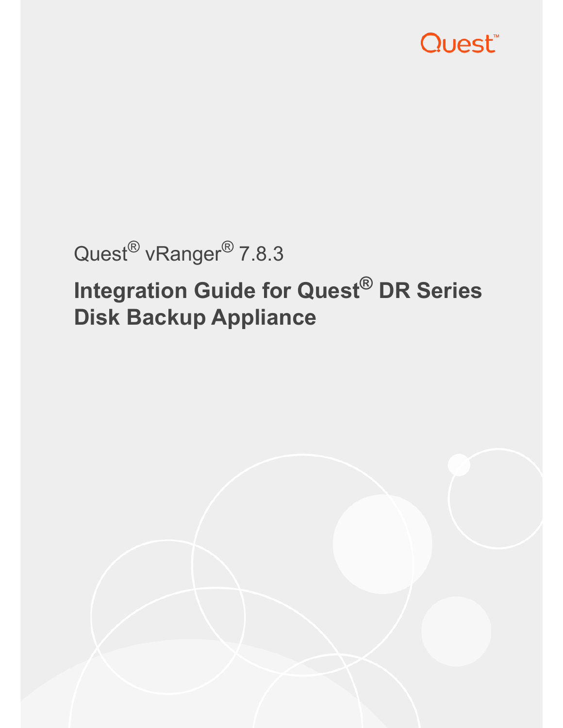Quest

Quest® vRanger® 7.8.3

# Integration Guide for Quest® DR Series Disk Backup Appliance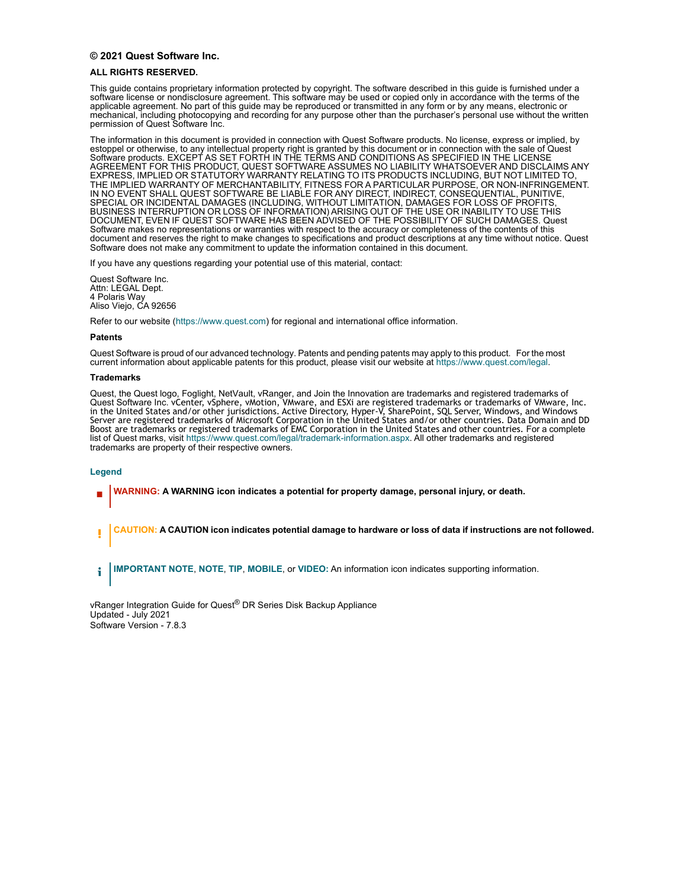**© 2021 Quest Software Inc.**

**ALL RIGHTS RESERVED.**

This guide contains proprietary information protected by copyright. The software described in this guide is furnished under a software license or nondisclosure agreement. This software may be used or copied only in accordance with the terms of the applicable agreement. No part of this guide may be reproduced or transmitted in any form or by any means, electronic or mechanical, including photocopying and recording for any purpose other than the purchaser's personal use without the written permission of Quest Software Inc.

The information in this document is provided in connection with Quest Software products. No license, express or implied, by estoppel or otherwise, to any intellectual property right is granted by this document or in connection with the sale of Quest Software products. EXCEPT AS SET FORTH IN THE TERMS AND CONDITIONS AS SPECIFIED IN THE LICENSE AGREEMENT FOR THIS PRODUCT, QUEST SOFTWARE ASSUMES NO LIABILITY WHATSOEVER AND DISCLAIMS ANY EXPRESS, IMPLIED OR STATUTORY WARRANTY RELATING TO ITS PRODUCTS INCLUDING, BUT NOT LIMITED TO, THE IMPLIED WARRANTY OF MERCHANTABILITY, FITNESS FOR A PARTICULAR PURPOSE, OR NON-INFRINGEMENT. IN NO EVENT SHALL QUEST SOFTWARE BE LIABLE FOR ANY DIRECT, INDIRECT, CONSEQUENTIAL, PUNITIVE, SPECIAL OR INCIDENTAL DAMAGES (INCLUDING, WITHOUT LIMITATION, DAMAGES FOR LOSS OF PROFITS, BUSINESS INTERRUPTION OR LOSS OF INFORMATION) ARISING OUT OF THE USE OR INABILITY TO USE THIS DOCUMENT, EVEN IF QUEST SOFTWARE HAS BEEN ADVISED OF THE POSSIBILITY OF SUCH DAMAGES. Quest Software makes no representations or warranties with respect to the accuracy or completeness of the contents of this document and reserves the right to make changes to specifications and product descriptions at any time without notice. Quest Software does not make any commitment to update the information contained in this document.

If you have any questions regarding your potential use of this material, contact:

Quest Software Inc.
Attn: LEGAL Dept.
4 Polaris Way
Aliso Viejo, CA 92656

Refer to our website (https://www.quest.com) for regional and international office information.

**Patents**

Quest Software is proud of our advanced technology. Patents and pending patents may apply to this product. For the most current information about applicable patents for this product, please visit our website at https://www.quest.com/legal.

**Trademarks**

Quest, the Quest logo, Foglight, NetVault, vRanger, and Join the Innovation are trademarks and registered trademarks of Quest Software Inc. vCenter, vSphere, vMotion, VMware, and ESXi are registered trademarks or trademarks of VMware, Inc. in the United States and/or other jurisdictions. Active Directory, Hyper-V, SharePoint, SQL Server, Windows, and Windows Server are registered trademarks of Microsoft Corporation in the United States and/or other countries. Data Domain and DD Boost are trademarks or registered trademarks of EMC Corporation in the United States and other countries. For a complete list of Quest marks, visit https://www.quest.com/legal/trademark-information.aspx. All other trademarks and registered trademarks are property of their respective owners.

**Legend**

**WARNING: A WARNING icon indicates a potential for property damage, personal injury, or death.**

**CAUTION: A CAUTION icon indicates potential damage to hardware or loss of data if instructions are not followed.**

**IMPORTANT NOTE**, **NOTE**, **TIP**, **MOBILE**, or **VIDEO:** An information icon indicates supporting information.

vRanger Integration Guide for Quest® DR Series Disk Backup Appliance
Updated - July 2021
Software Version - 7.8.3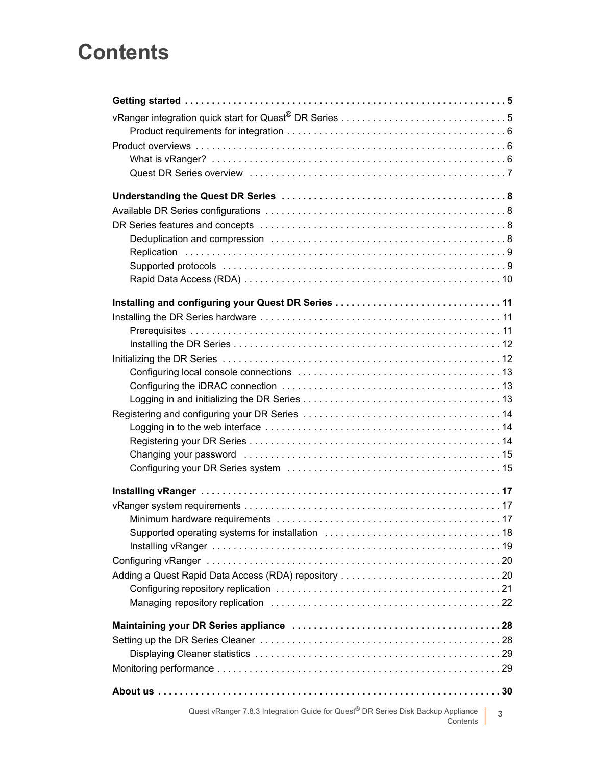# Contents

**Getting started . . . 5**

vRanger integration quick start for Quest® DR Series . . . 5

- Product requirements for integration . . . 6

Product overviews . . . 6

- What is vRanger? . . . 6
- Quest DR Series overview . . . 7

**Understanding the Quest DR Series . . . 8**

Available DR Series configurations . . . 8

DR Series features and concepts . . . 8

- Deduplication and compression . . . 8
- Replication . . . 9
- Supported protocols . . . 9
- Rapid Data Access (RDA) . . . 10

**Installing and configuring your Quest DR Series . . . 11**

Installing the DR Series hardware . . . 11

- Prerequisites . . . 11
- Installing the DR Series . . . 12

Initializing the DR Series . . . 12

- Configuring local console connections . . . 13
- Configuring the iDRAC connection . . . 13
- Logging in and initializing the DR Series . . . 13

Registering and configuring your DR Series . . . 14

- Logging in to the web interface . . . 14
- Registering your DR Series . . . 14
- Changing your password . . . 15
- Configuring your DR Series system . . . 15

**Installing vRanger . . . 17**

vRanger system requirements . . . 17

- Minimum hardware requirements . . . 17
- Supported operating systems for installation . . . 18
- Installing vRanger . . . 19

Configuring vRanger . . . 20

Adding a Quest Rapid Data Access (RDA) repository . . . 20

- Configuring repository replication . . . 21
- Managing repository replication . . . 22

**Maintaining your DR Series appliance . . . 28**

Setting up the DR Series Cleaner . . . 28

- Displaying Cleaner statistics . . . 29

Monitoring performance . . . 29

**About us . . . 30**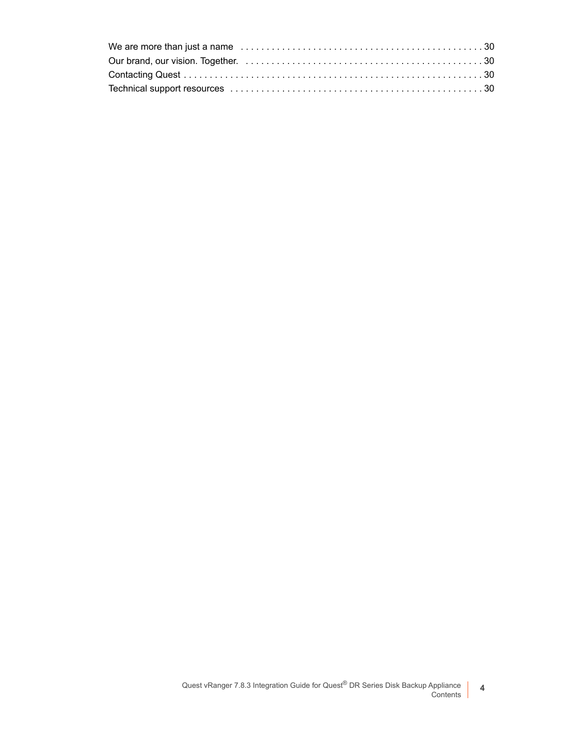We are more than just a name . . . . . . . . . . . . . . . . . . . . . . . . . . . . . . . . . . . . . . . . . . . . . . 30

Our brand, our vision. Together. . . . . . . . . . . . . . . . . . . . . . . . . . . . . . . . . . . . . . . . . . . . . . 30

Contacting Quest . . . . . . . . . . . . . . . . . . . . . . . . . . . . . . . . . . . . . . . . . . . . . . . . . . . . . . . . . 30

Technical support resources . . . . . . . . . . . . . . . . . . . . . . . . . . . . . . . . . . . . . . . . . . . . . . . . . 30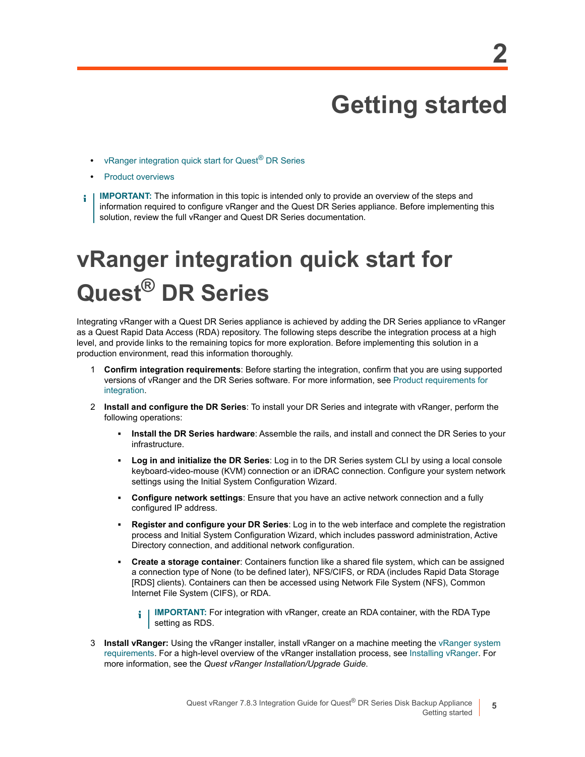# 2 Getting started

- vRanger integration quick start for Quest® DR Series
- Product overviews

> **IMPORTANT:** The information in this topic is intended only to provide an overview of the steps and information required to configure vRanger and the Quest DR Series appliance. Before implementing this solution, review the full vRanger and Quest DR Series documentation.

# vRanger integration quick start for Quest® DR Series

Integrating vRanger with a Quest DR Series appliance is achieved by adding the DR Series appliance to vRanger as a Quest Rapid Data Access (RDA) repository. The following steps describe the integration process at a high level, and provide links to the remaining topics for more exploration. Before implementing this solution in a production environment, read this information thoroughly.

1. **Confirm integration requirements**: Before starting the integration, confirm that you are using supported versions of vRanger and the DR Series software. For more information, see Product requirements for integration.
2. **Install and configure the DR Series**: To install your DR Series and integrate with vRanger, perform the following operations:
   - **Install the DR Series hardware**: Assemble the rails, and install and connect the DR Series to your infrastructure.
   - **Log in and initialize the DR Series**: Log in to the DR Series system CLI by using a local console keyboard-video-mouse (KVM) connection or an iDRAC connection. Configure your system network settings using the Initial System Configuration Wizard.
   - **Configure network settings**: Ensure that you have an active network connection and a fully configured IP address.
   - **Register and configure your DR Series**: Log in to the web interface and complete the registration process and Initial System Configuration Wizard, which includes password administration, Active Directory connection, and additional network configuration.
   - **Create a storage container**: Containers function like a shared file system, which can be assigned a connection type of None (to be defined later), NFS/CIFS, or RDA (includes Rapid Data Storage [RDS] clients). Containers can then be accessed using Network File System (NFS), Common Internet File System (CIFS), or RDA.

     > **IMPORTANT:** For integration with vRanger, create an RDA container, with the RDA Type setting as RDS.
3. **Install vRanger:** Using the vRanger installer, install vRanger on a machine meeting the vRanger system requirements. For a high-level overview of the vRanger installation process, see Installing vRanger. For more information, see the *Quest vRanger Installation/Upgrade Guide*.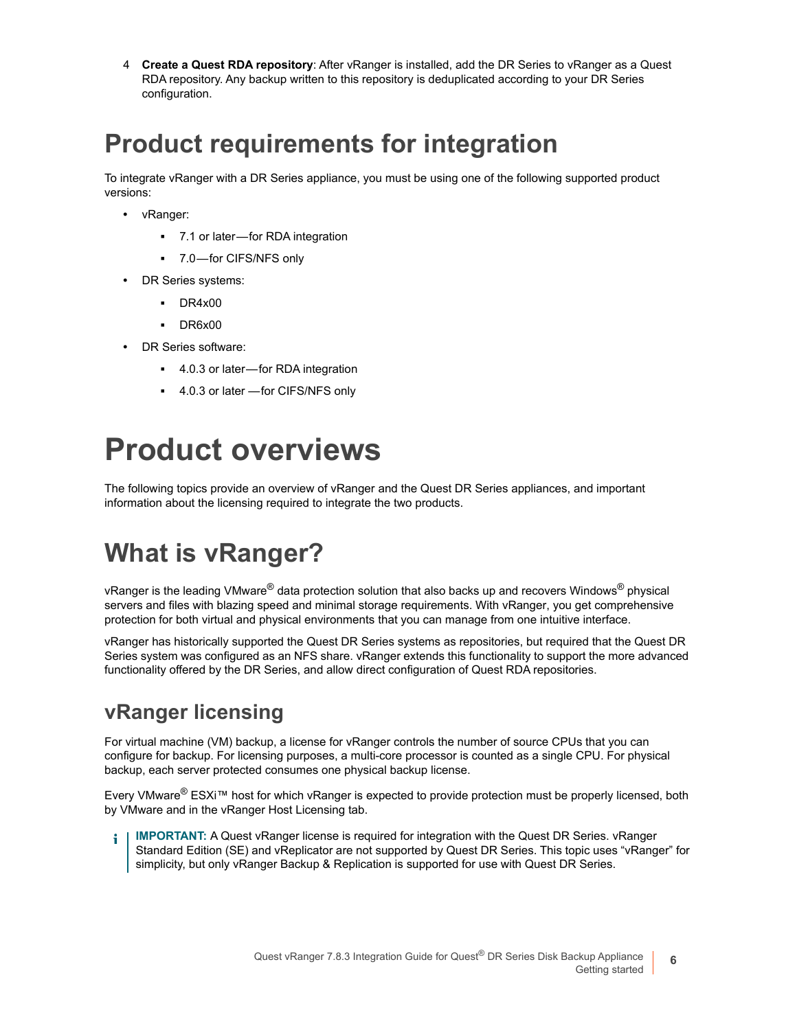4 **Create a Quest RDA repository**: After vRanger is installed, add the DR Series to vRanger as a Quest RDA repository. Any backup written to this repository is deduplicated according to your DR Series configuration.

## Product requirements for integration

To integrate vRanger with a DR Series appliance, you must be using one of the following supported product versions:

- vRanger:
  - 7.1 or later—for RDA integration
  - 7.0—for CIFS/NFS only
- DR Series systems:
  - DR4x00
  - DR6x00
- DR Series software:
  - 4.0.3 or later—for RDA integration
  - 4.0.3 or later —for CIFS/NFS only

# Product overviews

The following topics provide an overview of vRanger and the Quest DR Series appliances, and important information about the licensing required to integrate the two products.

## What is vRanger?

vRanger is the leading VMware® data protection solution that also backs up and recovers Windows® physical servers and files with blazing speed and minimal storage requirements. With vRanger, you get comprehensive protection for both virtual and physical environments that you can manage from one intuitive interface.

vRanger has historically supported the Quest DR Series systems as repositories, but required that the Quest DR Series system was configured as an NFS share. vRanger extends this functionality to support the more advanced functionality offered by the DR Series, and allow direct configuration of Quest RDA repositories.

### vRanger licensing

For virtual machine (VM) backup, a license for vRanger controls the number of source CPUs that you can configure for backup. For licensing purposes, a multi-core processor is counted as a single CPU. For physical backup, each server protected consumes one physical backup license.

Every VMware® ESXi™ host for which vRanger is expected to provide protection must be properly licensed, both by VMware and in the vRanger Host Licensing tab.

**IMPORTANT:** A Quest vRanger license is required for integration with the Quest DR Series. vRanger Standard Edition (SE) and vReplicator are not supported by Quest DR Series. This topic uses “vRanger” for simplicity, but only vRanger Backup & Replication is supported for use with Quest DR Series.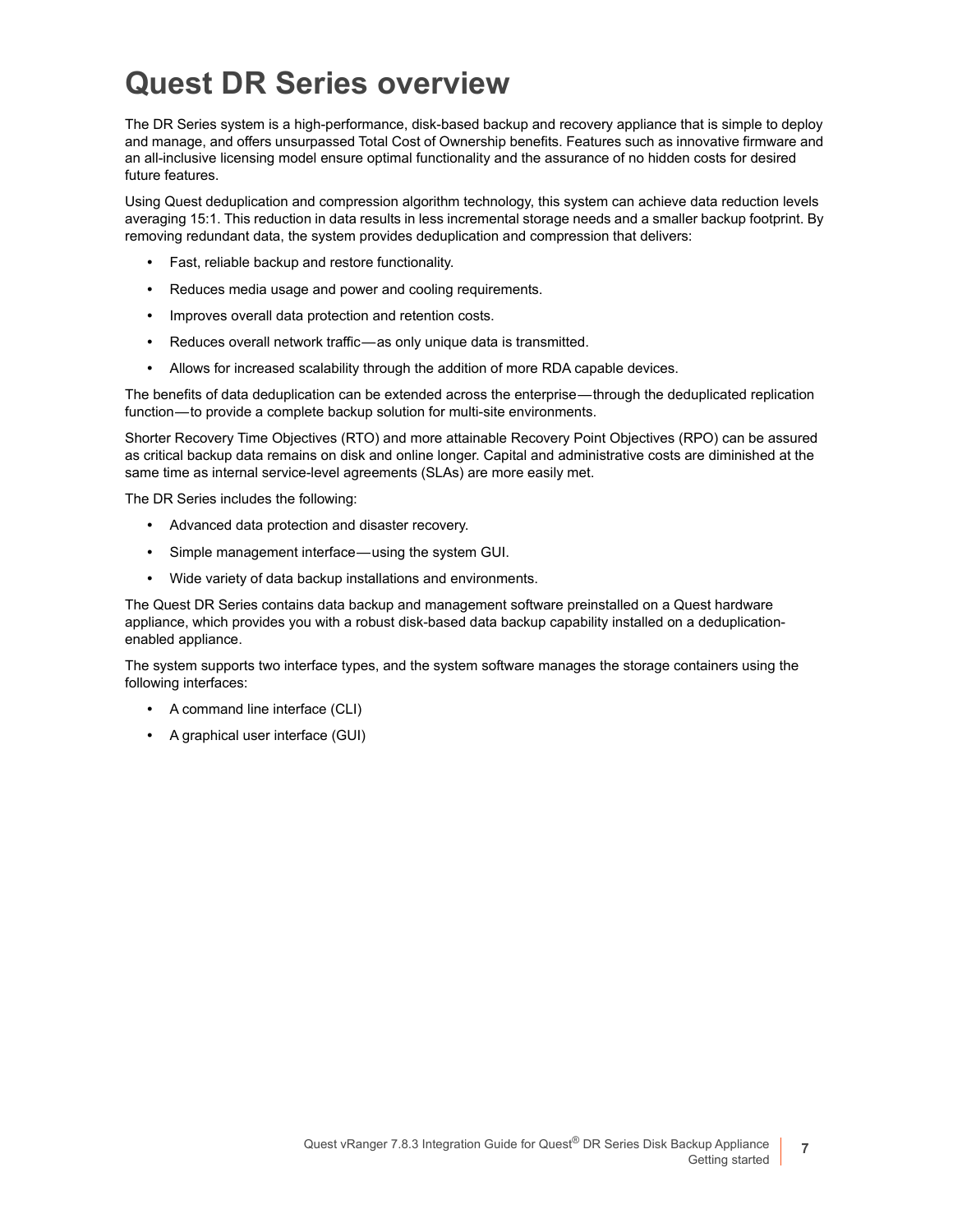# Quest DR Series overview

The DR Series system is a high-performance, disk-based backup and recovery appliance that is simple to deploy and manage, and offers unsurpassed Total Cost of Ownership benefits. Features such as innovative firmware and an all-inclusive licensing model ensure optimal functionality and the assurance of no hidden costs for desired future features.

Using Quest deduplication and compression algorithm technology, this system can achieve data reduction levels averaging 15:1. This reduction in data results in less incremental storage needs and a smaller backup footprint. By removing redundant data, the system provides deduplication and compression that delivers:

- Fast, reliable backup and restore functionality.
- Reduces media usage and power and cooling requirements.
- Improves overall data protection and retention costs.
- Reduces overall network traffic—as only unique data is transmitted.
- Allows for increased scalability through the addition of more RDA capable devices.

The benefits of data deduplication can be extended across the enterprise—through the deduplicated replication function—to provide a complete backup solution for multi-site environments.

Shorter Recovery Time Objectives (RTO) and more attainable Recovery Point Objectives (RPO) can be assured as critical backup data remains on disk and online longer. Capital and administrative costs are diminished at the same time as internal service-level agreements (SLAs) are more easily met.

The DR Series includes the following:

- Advanced data protection and disaster recovery.
- Simple management interface—using the system GUI.
- Wide variety of data backup installations and environments.

The Quest DR Series contains data backup and management software preinstalled on a Quest hardware appliance, which provides you with a robust disk-based data backup capability installed on a deduplication-enabled appliance.

The system supports two interface types, and the system software manages the storage containers using the following interfaces:

- A command line interface (CLI)
- A graphical user interface (GUI)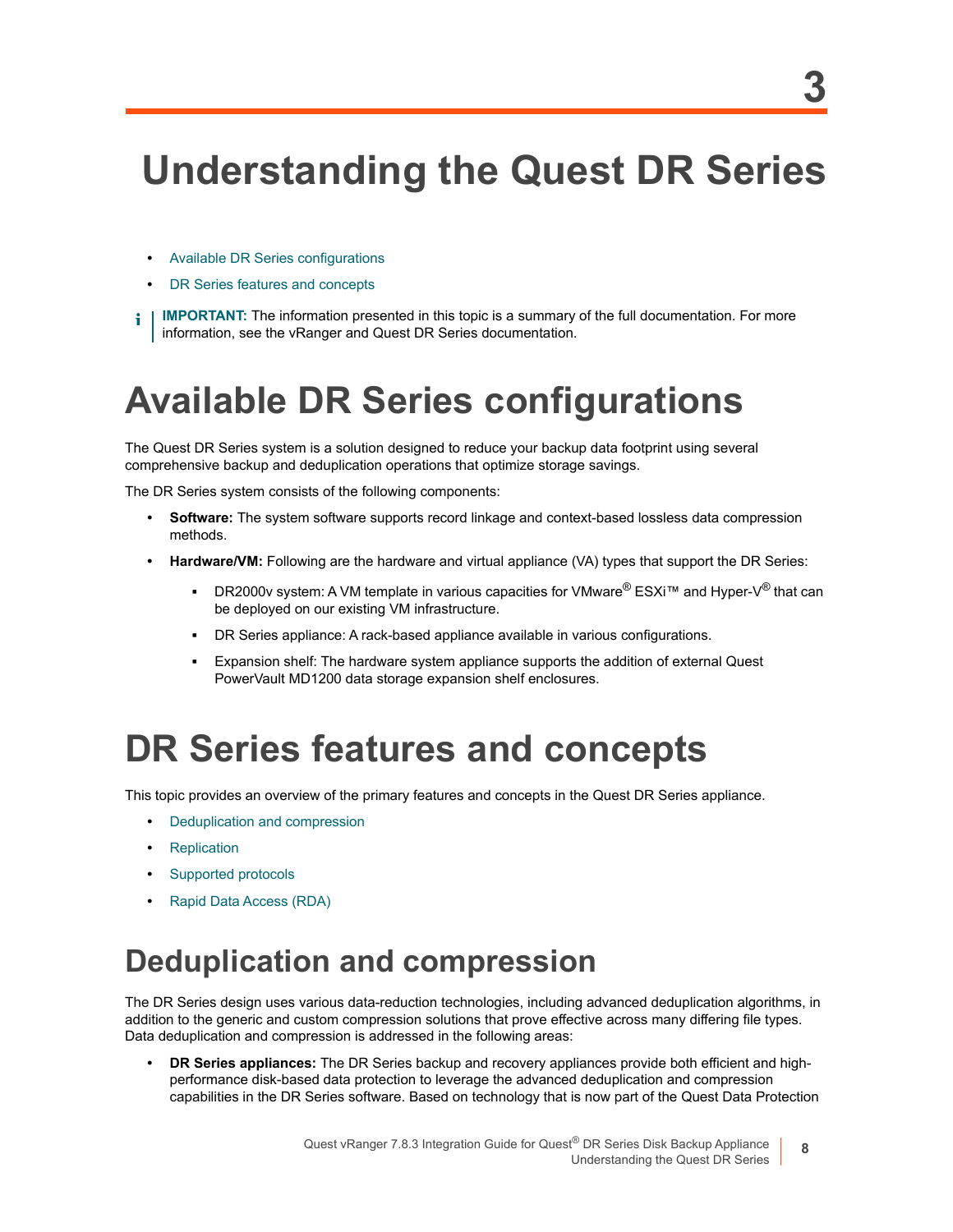3

# Understanding the Quest DR Series

- Available DR Series configurations
- DR Series features and concepts

**IMPORTANT:** The information presented in this topic is a summary of the full documentation. For more information, see the vRanger and Quest DR Series documentation.

# Available DR Series configurations

The Quest DR Series system is a solution designed to reduce your backup data footprint using several comprehensive backup and deduplication operations that optimize storage savings.

The DR Series system consists of the following components:

- **Software:** The system software supports record linkage and context-based lossless data compression methods.
- **Hardware/VM:** Following are the hardware and virtual appliance (VA) types that support the DR Series:
  - DR2000v system: A VM template in various capacities for VMware® ESXi™ and Hyper-V® that can be deployed on our existing VM infrastructure.
  - DR Series appliance: A rack-based appliance available in various configurations.
  - Expansion shelf: The hardware system appliance supports the addition of external Quest PowerVault MD1200 data storage expansion shelf enclosures.

# DR Series features and concepts

This topic provides an overview of the primary features and concepts in the Quest DR Series appliance.

- Deduplication and compression
- Replication
- Supported protocols
- Rapid Data Access (RDA)

## Deduplication and compression

The DR Series design uses various data-reduction technologies, including advanced deduplication algorithms, in addition to the generic and custom compression solutions that prove effective across many differing file types. Data deduplication and compression is addressed in the following areas:

- **DR Series appliances:** The DR Series backup and recovery appliances provide both efficient and high-performance disk-based data protection to leverage the advanced deduplication and compression capabilities in the DR Series software. Based on technology that is now part of the Quest Data Protection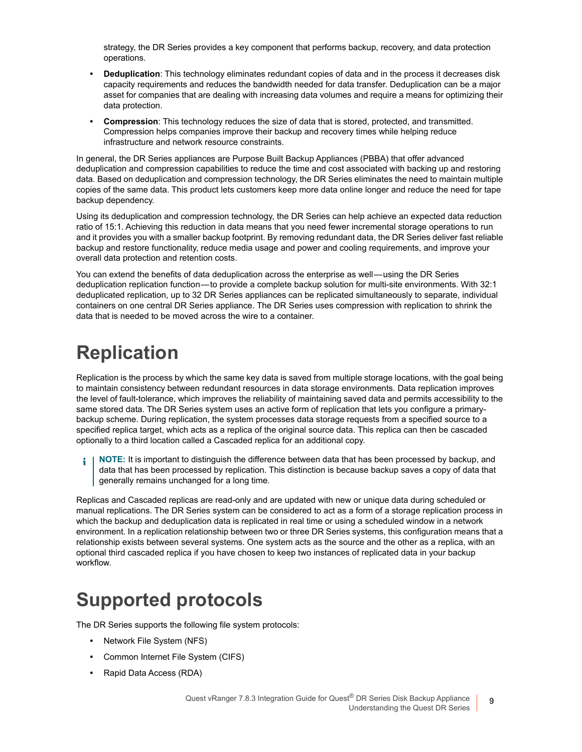strategy, the DR Series provides a key component that performs backup, recovery, and data protection operations.

- **Deduplication**: This technology eliminates redundant copies of data and in the process it decreases disk capacity requirements and reduces the bandwidth needed for data transfer. Deduplication can be a major asset for companies that are dealing with increasing data volumes and require a means for optimizing their data protection.
- **Compression**: This technology reduces the size of data that is stored, protected, and transmitted. Compression helps companies improve their backup and recovery times while helping reduce infrastructure and network resource constraints.

In general, the DR Series appliances are Purpose Built Backup Appliances (PBBA) that offer advanced deduplication and compression capabilities to reduce the time and cost associated with backing up and restoring data. Based on deduplication and compression technology, the DR Series eliminates the need to maintain multiple copies of the same data. This product lets customers keep more data online longer and reduce the need for tape backup dependency.

Using its deduplication and compression technology, the DR Series can help achieve an expected data reduction ratio of 15:1. Achieving this reduction in data means that you need fewer incremental storage operations to run and it provides you with a smaller backup footprint. By removing redundant data, the DR Series deliver fast reliable backup and restore functionality, reduce media usage and power and cooling requirements, and improve your overall data protection and retention costs.

You can extend the benefits of data deduplication across the enterprise as well—using the DR Series deduplication replication function—to provide a complete backup solution for multi-site environments. With 32:1 deduplicated replication, up to 32 DR Series appliances can be replicated simultaneously to separate, individual containers on one central DR Series appliance. The DR Series uses compression with replication to shrink the data that is needed to be moved across the wire to a container.

# Replication

Replication is the process by which the same key data is saved from multiple storage locations, with the goal being to maintain consistency between redundant resources in data storage environments. Data replication improves the level of fault-tolerance, which improves the reliability of maintaining saved data and permits accessibility to the same stored data. The DR Series system uses an active form of replication that lets you configure a primary-backup scheme. During replication, the system processes data storage requests from a specified source to a specified replica target, which acts as a replica of the original source data. This replica can then be cascaded optionally to a third location called a Cascaded replica for an additional copy.

> **NOTE:** It is important to distinguish the difference between data that has been processed by backup, and data that has been processed by replication. This distinction is because backup saves a copy of data that generally remains unchanged for a long time.

Replicas and Cascaded replicas are read-only and are updated with new or unique data during scheduled or manual replications. The DR Series system can be considered to act as a form of a storage replication process in which the backup and deduplication data is replicated in real time or using a scheduled window in a network environment. In a replication relationship between two or three DR Series systems, this configuration means that a relationship exists between several systems. One system acts as the source and the other as a replica, with an optional third cascaded replica if you have chosen to keep two instances of replicated data in your backup workflow.

# Supported protocols

The DR Series supports the following file system protocols:

- Network File System (NFS)
- Common Internet File System (CIFS)
- Rapid Data Access (RDA)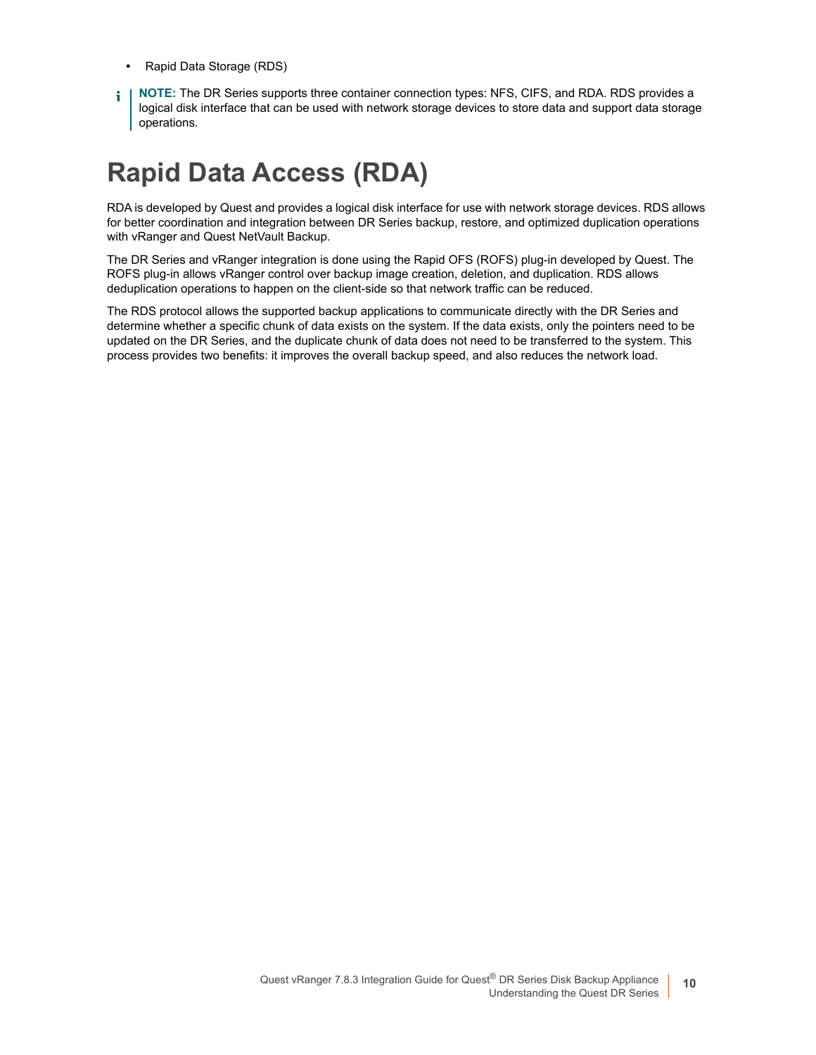- Rapid Data Storage (RDS)

**NOTE:** The DR Series supports three container connection types: NFS, CIFS, and RDA. RDS provides a logical disk interface that can be used with network storage devices to store data and support data storage operations.

# Rapid Data Access (RDA)

RDA is developed by Quest and provides a logical disk interface for use with network storage devices. RDS allows for better coordination and integration between DR Series backup, restore, and optimized duplication operations with vRanger and Quest NetVault Backup.

The DR Series and vRanger integration is done using the Rapid OFS (ROFS) plug-in developed by Quest. The ROFS plug-in allows vRanger control over backup image creation, deletion, and duplication. RDS allows deduplication operations to happen on the client-side so that network traffic can be reduced.

The RDS protocol allows the supported backup applications to communicate directly with the DR Series and determine whether a specific chunk of data exists on the system. If the data exists, only the pointers need to be updated on the DR Series, and the duplicate chunk of data does not need to be transferred to the system. This process provides two benefits: it improves the overall backup speed, and also reduces the network load.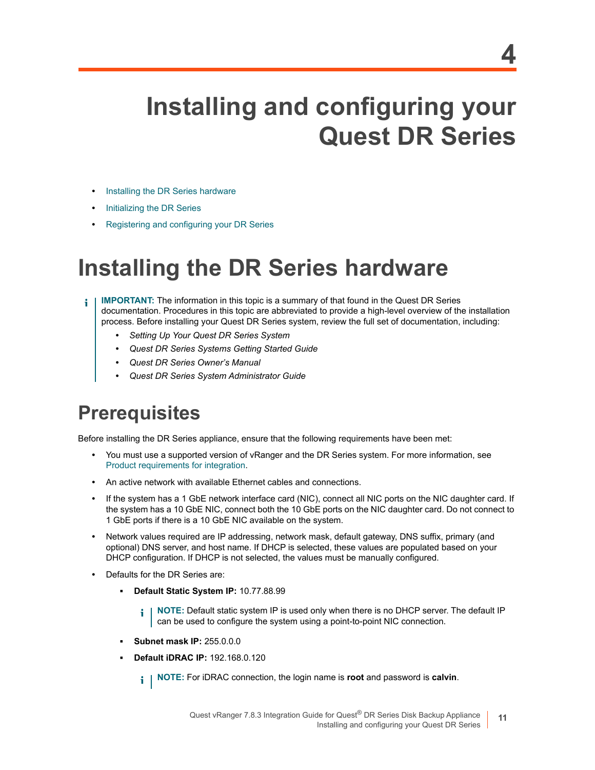# 4

# Installing and configuring your Quest DR Series

- Installing the DR Series hardware
- Initializing the DR Series
- Registering and configuring your DR Series

# Installing the DR Series hardware

> **IMPORTANT:** The information in this topic is a summary of that found in the Quest DR Series documentation. Procedures in this topic are abbreviated to provide a high-level overview of the installation process. Before installing your Quest DR Series system, review the full set of documentation, including:
>
> - *Setting Up Your Quest DR Series System*
> - *Quest DR Series Systems Getting Started Guide*
> - *Quest DR Series Owner's Manual*
> - *Quest DR Series System Administrator Guide*

## Prerequisites

Before installing the DR Series appliance, ensure that the following requirements have been met:

- You must use a supported version of vRanger and the DR Series system. For more information, see Product requirements for integration.
- An active network with available Ethernet cables and connections.
- If the system has a 1 GbE network interface card (NIC), connect all NIC ports on the NIC daughter card. If the system has a 10 GbE NIC, connect both the 10 GbE ports on the NIC daughter card. Do not connect to 1 GbE ports if there is a 10 GbE NIC available on the system.
- Network values required are IP addressing, network mask, default gateway, DNS suffix, primary (and optional) DNS server, and host name. If DHCP is selected, these values are populated based on your DHCP configuration. If DHCP is not selected, the values must be manually configured.
- Defaults for the DR Series are:
  - **Default Static System IP:** 10.77.88.99

    > **NOTE:** Default static system IP is used only when there is no DHCP server. The default IP can be used to configure the system using a point-to-point NIC connection.

  - **Subnet mask IP:** 255.0.0.0
  - **Default iDRAC IP:** 192.168.0.120

    > **NOTE:** For iDRAC connection, the login name is **root** and password is **calvin**.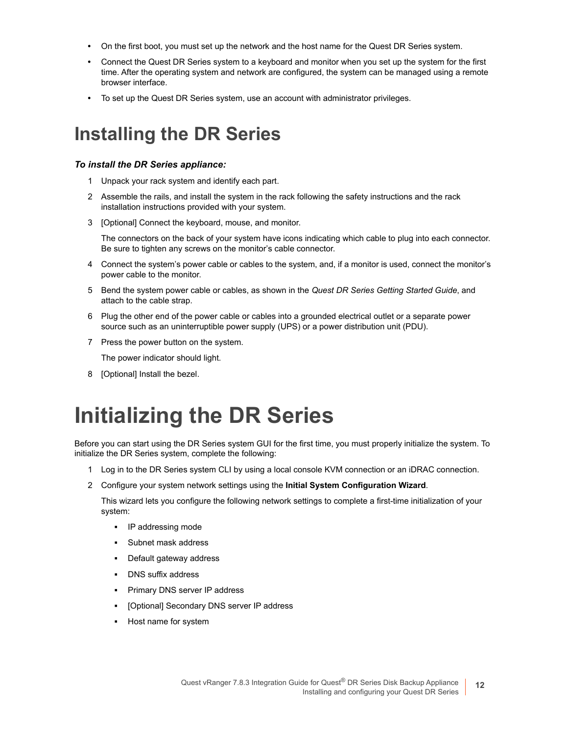- On the first boot, you must set up the network and the host name for the Quest DR Series system.
- Connect the Quest DR Series system to a keyboard and monitor when you set up the system for the first time. After the operating system and network are configured, the system can be managed using a remote browser interface.
- To set up the Quest DR Series system, use an account with administrator privileges.

## Installing the DR Series

***To install the DR Series appliance:***

1. Unpack your rack system and identify each part.
2. Assemble the rails, and install the system in the rack following the safety instructions and the rack installation instructions provided with your system.
3. [Optional] Connect the keyboard, mouse, and monitor.

   The connectors on the back of your system have icons indicating which cable to plug into each connector. Be sure to tighten any screws on the monitor's cable connector.
4. Connect the system's power cable or cables to the system, and, if a monitor is used, connect the monitor's power cable to the monitor.
5. Bend the system power cable or cables, as shown in the *Quest DR Series Getting Started Guide*, and attach to the cable strap.
6. Plug the other end of the power cable or cables into a grounded electrical outlet or a separate power source such as an uninterruptible power supply (UPS) or a power distribution unit (PDU).
7. Press the power button on the system.

   The power indicator should light.
8. [Optional] Install the bezel.

# Initializing the DR Series

Before you can start using the DR Series system GUI for the first time, you must properly initialize the system. To initialize the DR Series system, complete the following:

1. Log in to the DR Series system CLI by using a local console KVM connection or an iDRAC connection.
2. Configure your system network settings using the **Initial System Configuration Wizard**.

   This wizard lets you configure the following network settings to complete a first-time initialization of your system:

   - IP addressing mode
   - Subnet mask address
   - Default gateway address
   - DNS suffix address
   - Primary DNS server IP address
   - [Optional] Secondary DNS server IP address
   - Host name for system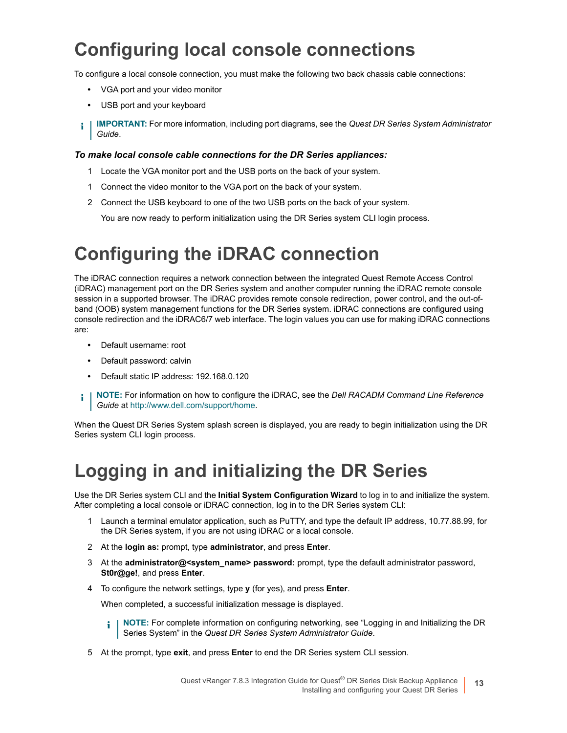# Configuring local console connections

To configure a local console connection, you must make the following two back chassis cable connections:

- VGA port and your video monitor
- USB port and your keyboard

**IMPORTANT:** For more information, including port diagrams, see the *Quest DR Series System Administrator Guide*.

***To make local console cable connections for the DR Series appliances:***

1 Locate the VGA monitor port and the USB ports on the back of your system.

1 Connect the video monitor to the VGA port on the back of your system.

2 Connect the USB keyboard to one of the two USB ports on the back of your system.

You are now ready to perform initialization using the DR Series system CLI login process.

# Configuring the iDRAC connection

The iDRAC connection requires a network connection between the integrated Quest Remote Access Control (iDRAC) management port on the DR Series system and another computer running the iDRAC remote console session in a supported browser. The iDRAC provides remote console redirection, power control, and the out-of-band (OOB) system management functions for the DR Series system. iDRAC connections are configured using console redirection and the iDRAC6/7 web interface. The login values you can use for making iDRAC connections are:

- Default username: root
- Default password: calvin
- Default static IP address: 192.168.0.120

**NOTE:** For information on how to configure the iDRAC, see the *Dell RACADM Command Line Reference Guide* at http://www.dell.com/support/home.

When the Quest DR Series System splash screen is displayed, you are ready to begin initialization using the DR Series system CLI login process.

# Logging in and initializing the DR Series

Use the DR Series system CLI and the **Initial System Configuration Wizard** to log in to and initialize the system. After completing a local console or iDRAC connection, log in to the DR Series system CLI:

1 Launch a terminal emulator application, such as PuTTY, and type the default IP address, 10.77.88.99, for the DR Series system, if you are not using iDRAC or a local console.

2 At the **login as:** prompt, type **administrator**, and press **Enter**.

3 At the **administrator@<system_name> password:** prompt, type the default administrator password, **St0r@ge!**, and press **Enter**.

4 To configure the network settings, type **y** (for yes), and press **Enter**.

When completed, a successful initialization message is displayed.

**NOTE:** For complete information on configuring networking, see “Logging in and Initializing the DR Series System” in the *Quest DR Series System Administrator Guide*.

5 At the prompt, type **exit**, and press **Enter** to end the DR Series system CLI session.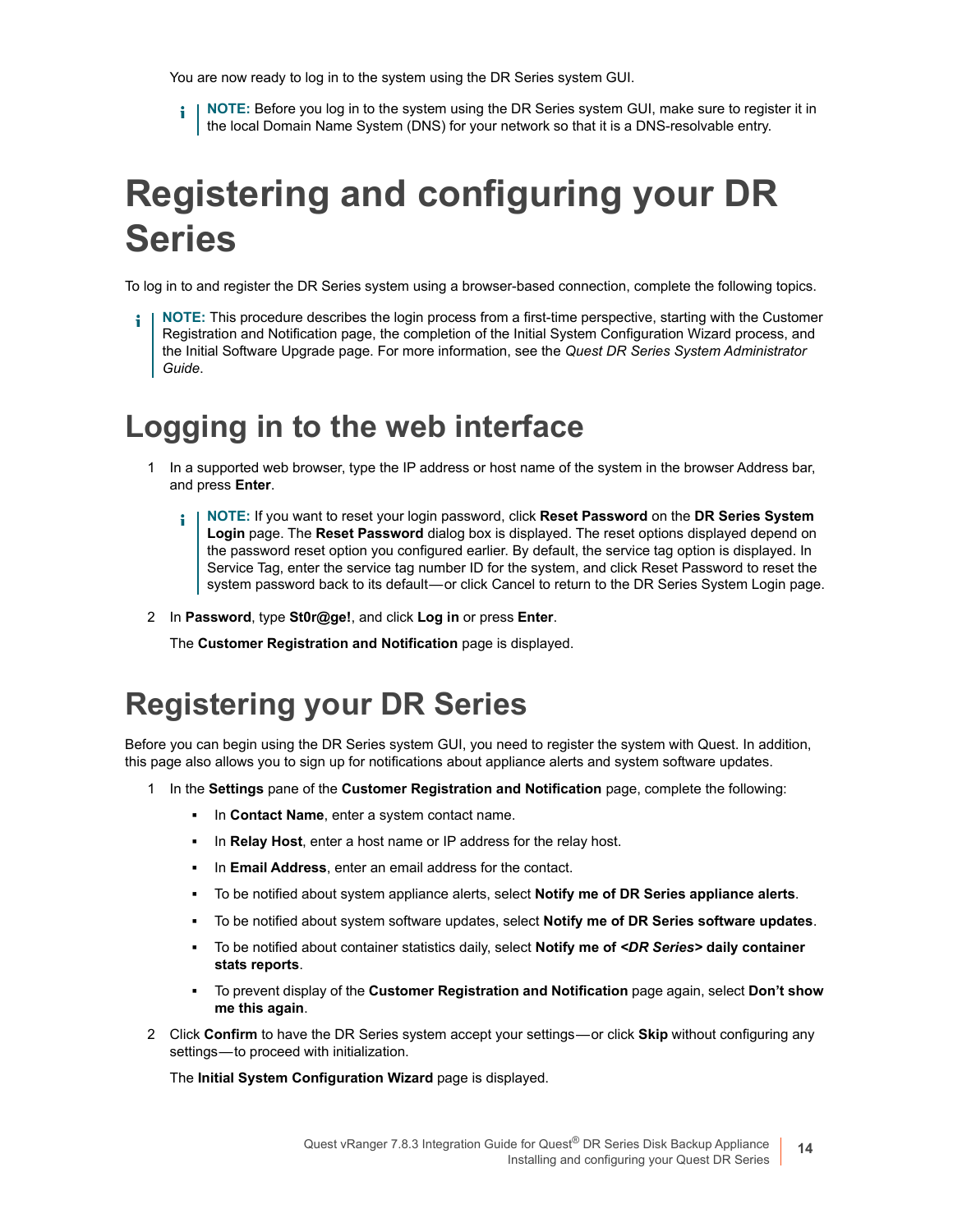You are now ready to log in to the system using the DR Series system GUI.

> **NOTE:** Before you log in to the system using the DR Series system GUI, make sure to register it in the local Domain Name System (DNS) for your network so that it is a DNS-resolvable entry.

# Registering and configuring your DR Series

To log in to and register the DR Series system using a browser-based connection, complete the following topics.

> **NOTE:** This procedure describes the login process from a first-time perspective, starting with the Customer Registration and Notification page, the completion of the Initial System Configuration Wizard process, and the Initial Software Upgrade page. For more information, see the *Quest DR Series System Administrator Guide*.

## Logging in to the web interface

1. In a supported web browser, type the IP address or host name of the system in the browser Address bar, and press **Enter**.

   > **NOTE:** If you want to reset your login password, click **Reset Password** on the **DR Series System Login** page. The **Reset Password** dialog box is displayed. The reset options displayed depend on the password reset option you configured earlier. By default, the service tag option is displayed. In Service Tag, enter the service tag number ID for the system, and click Reset Password to reset the system password back to its default—or click Cancel to return to the DR Series System Login page.

2. In **Password**, type **St0r@ge!**, and click **Log in** or press **Enter**.

   The **Customer Registration and Notification** page is displayed.

## Registering your DR Series

Before you can begin using the DR Series system GUI, you need to register the system with Quest. In addition, this page also allows you to sign up for notifications about appliance alerts and system software updates.

1. In the **Settings** pane of the **Customer Registration and Notification** page, complete the following:
   - In **Contact Name**, enter a system contact name.
   - In **Relay Host**, enter a host name or IP address for the relay host.
   - In **Email Address**, enter an email address for the contact.
   - To be notified about system appliance alerts, select **Notify me of DR Series appliance alerts**.
   - To be notified about system software updates, select **Notify me of DR Series software updates**.
   - To be notified about container statistics daily, select **Notify me of *<DR Series>* daily container stats reports**.
   - To prevent display of the **Customer Registration and Notification** page again, select **Don't show me this again**.

2. Click **Confirm** to have the DR Series system accept your settings—or click **Skip** without configuring any settings—to proceed with initialization.

   The **Initial System Configuration Wizard** page is displayed.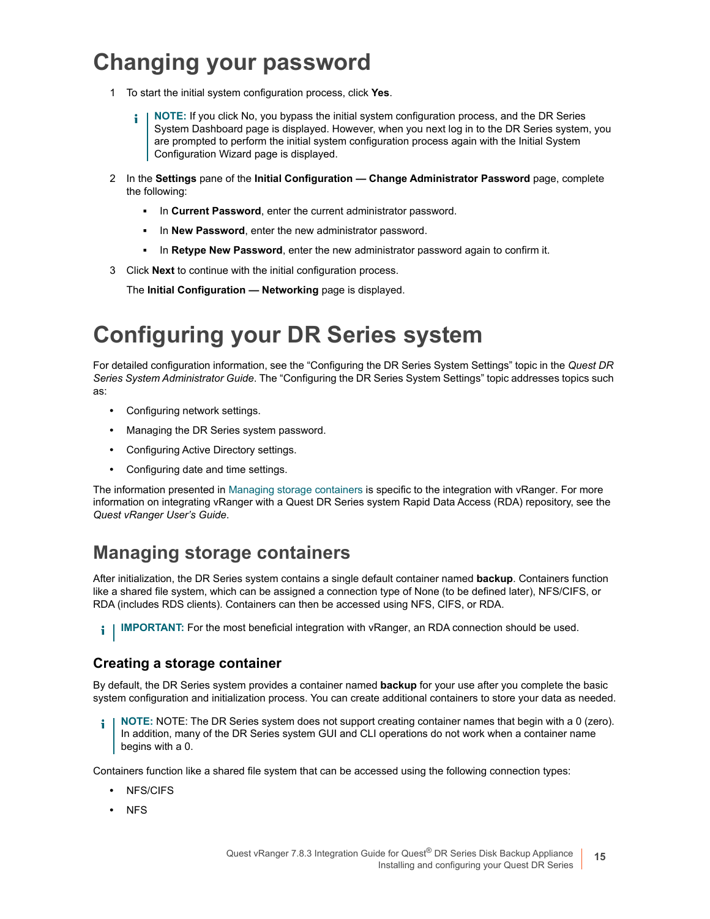# Changing your password

1 To start the initial system configuration process, click **Yes**.

> **NOTE:** If you click No, you bypass the initial system configuration process, and the DR Series System Dashboard page is displayed. However, when you next log in to the DR Series system, you are prompted to perform the initial system configuration process again with the Initial System Configuration Wizard page is displayed.

2 In the **Settings** pane of the **Initial Configuration — Change Administrator Password** page, complete the following:

- In **Current Password**, enter the current administrator password.
- In **New Password**, enter the new administrator password.
- In **Retype New Password**, enter the new administrator password again to confirm it.

3 Click **Next** to continue with the initial configuration process.

The **Initial Configuration — Networking** page is displayed.

# Configuring your DR Series system

For detailed configuration information, see the “Configuring the DR Series System Settings” topic in the *Quest DR Series System Administrator Guide*. The “Configuring the DR Series System Settings” topic addresses topics such as:

- Configuring network settings.
- Managing the DR Series system password.
- Configuring Active Directory settings.
- Configuring date and time settings.

The information presented in Managing storage containers is specific to the integration with vRanger. For more information on integrating vRanger with a Quest DR Series system Rapid Data Access (RDA) repository, see the *Quest vRanger User’s Guide*.

## Managing storage containers

After initialization, the DR Series system contains a single default container named **backup**. Containers function like a shared file system, which can be assigned a connection type of None (to be defined later), NFS/CIFS, or RDA (includes RDS clients). Containers can then be accessed using NFS, CIFS, or RDA.

> **IMPORTANT:** For the most beneficial integration with vRanger, an RDA connection should be used.

### Creating a storage container

By default, the DR Series system provides a container named **backup** for your use after you complete the basic system configuration and initialization process. You can create additional containers to store your data as needed.

> **NOTE:** NOTE: The DR Series system does not support creating container names that begin with a 0 (zero). In addition, many of the DR Series system GUI and CLI operations do not work when a container name begins with a 0.

Containers function like a shared file system that can be accessed using the following connection types:

- NFS/CIFS
- NFS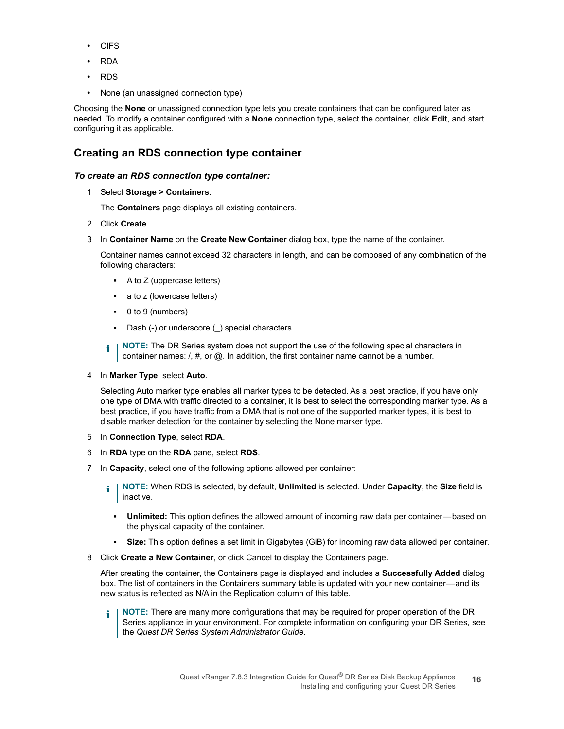- CIFS
- RDA
- RDS
- None (an unassigned connection type)

Choosing the **None** or unassigned connection type lets you create containers that can be configured later as needed. To modify a container configured with a **None** connection type, select the container, click **Edit**, and start configuring it as applicable.

## Creating an RDS connection type container

***To create an RDS connection type container:***

1. Select **Storage > Containers**.

   The **Containers** page displays all existing containers.

2. Click **Create**.
3. In **Container Name** on the **Create New Container** dialog box, type the name of the container.

   Container names cannot exceed 32 characters in length, and can be composed of any combination of the following characters:

   - A to Z (uppercase letters)
   - a to z (lowercase letters)
   - 0 to 9 (numbers)
   - Dash (-) or underscore (_) special characters

   **NOTE:** The DR Series system does not support the use of the following special characters in container names: /, #, or @. In addition, the first container name cannot be a number.

4. In **Marker Type**, select **Auto**.

   Selecting Auto marker type enables all marker types to be detected. As a best practice, if you have only one type of DMA with traffic directed to a container, it is best to select the corresponding marker type. As a best practice, if you have traffic from a DMA that is not one of the supported marker types, it is best to disable marker detection for the container by selecting the None marker type.

5. In **Connection Type**, select **RDA**.
6. In **RDA** type on the **RDA** pane, select **RDS**.
7. In **Capacity**, select one of the following options allowed per container:

   **NOTE:** When RDS is selected, by default, **Unlimited** is selected. Under **Capacity**, the **Size** field is inactive.

   - **Unlimited:** This option defines the allowed amount of incoming raw data per container—based on the physical capacity of the container.
   - **Size:** This option defines a set limit in Gigabytes (GiB) for incoming raw data allowed per container.

8. Click **Create a New Container**, or click Cancel to display the Containers page.

   After creating the container, the Containers page is displayed and includes a **Successfully Added** dialog box. The list of containers in the Containers summary table is updated with your new container—and its new status is reflected as N/A in the Replication column of this table.

   **NOTE:** There are many more configurations that may be required for proper operation of the DR Series appliance in your environment. For complete information on configuring your DR Series, see the *Quest DR Series System Administrator Guide*.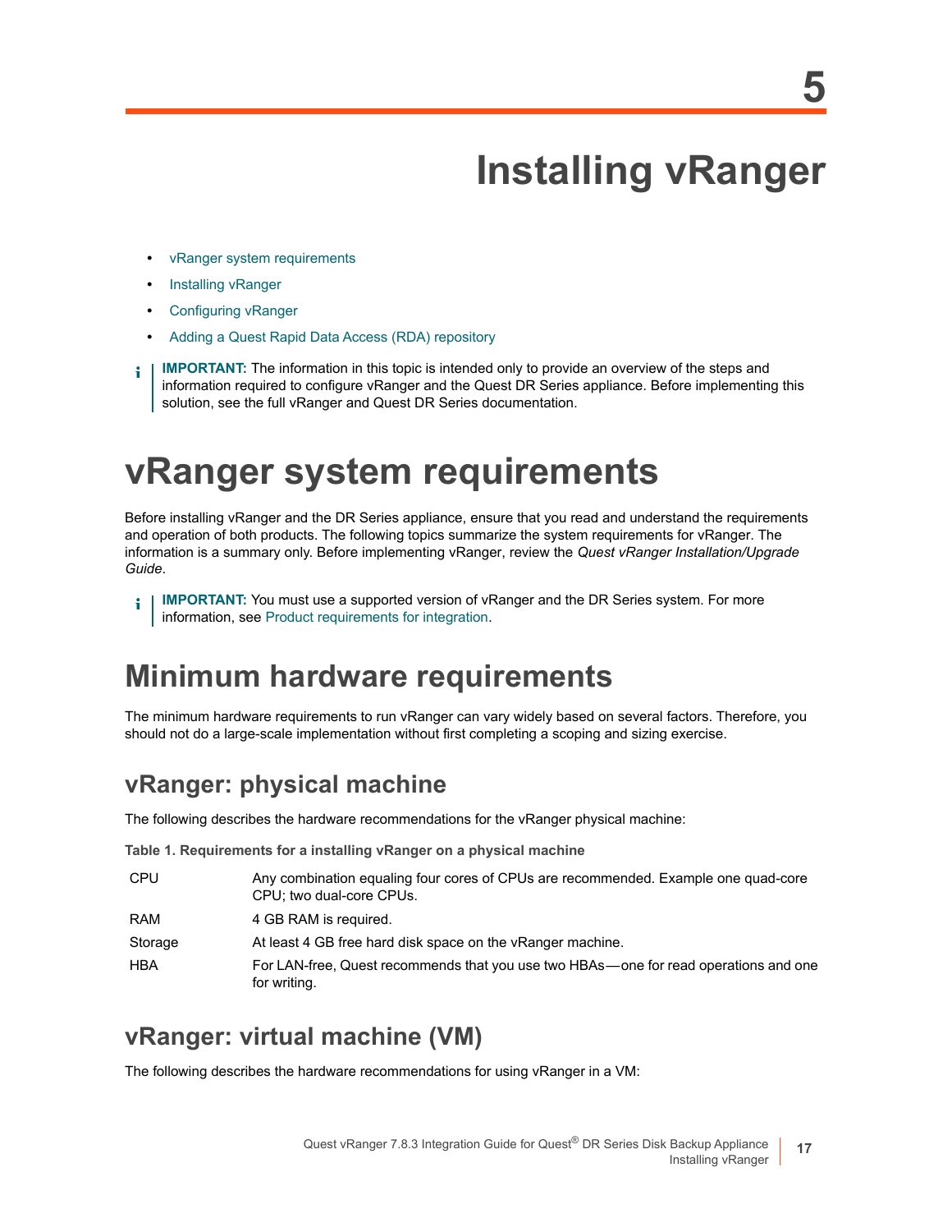# 5 Installing vRanger

- vRanger system requirements
- Installing vRanger
- Configuring vRanger
- Adding a Quest Rapid Data Access (RDA) repository

**IMPORTANT:** The information in this topic is intended only to provide an overview of the steps and information required to configure vRanger and the Quest DR Series appliance. Before implementing this solution, see the full vRanger and Quest DR Series documentation.

# vRanger system requirements

Before installing vRanger and the DR Series appliance, ensure that you read and understand the requirements and operation of both products. The following topics summarize the system requirements for vRanger. The information is a summary only. Before implementing vRanger, review the *Quest vRanger Installation/Upgrade Guide*.

**IMPORTANT:** You must use a supported version of vRanger and the DR Series system. For more information, see Product requirements for integration.

## Minimum hardware requirements

The minimum hardware requirements to run vRanger can vary widely based on several factors. Therefore, you should not do a large-scale implementation without first completing a scoping and sizing exercise.

### vRanger: physical machine

The following describes the hardware recommendations for the vRanger physical machine:

**Table 1. Requirements for a installing vRanger on a physical machine**

| | |
|---|---|
| CPU | Any combination equaling four cores of CPUs are recommended. Example one quad-core CPU; two dual-core CPUs. |
| RAM | 4 GB RAM is required. |
| Storage | At least 4 GB free hard disk space on the vRanger machine. |
| HBA | For LAN-free, Quest recommends that you use two HBAs—one for read operations and one for writing. |

### vRanger: virtual machine (VM)

The following describes the hardware recommendations for using vRanger in a VM: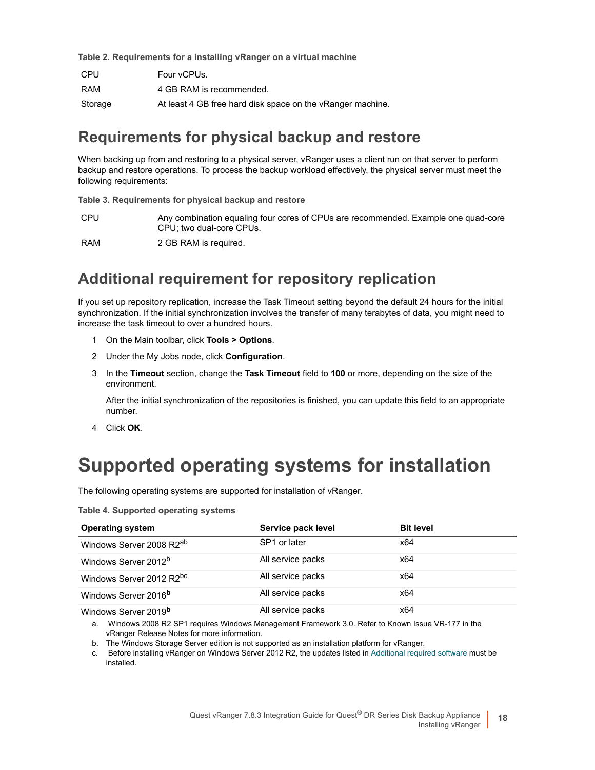**Table 2. Requirements for a installing vRanger on a virtual machine**

| | |
|---|---|
| CPU | Four vCPUs. |
| RAM | 4 GB RAM is recommended. |
| Storage | At least 4 GB free hard disk space on the vRanger machine. |

## Requirements for physical backup and restore

When backing up from and restoring to a physical server, vRanger uses a client run on that server to perform backup and restore operations. To process the backup workload effectively, the physical server must meet the following requirements:

**Table 3. Requirements for physical backup and restore**

| | |
|---|---|
| CPU | Any combination equaling four cores of CPUs are recommended. Example one quad-core CPU; two dual-core CPUs. |
| RAM | 2 GB RAM is required. |

## Additional requirement for repository replication

If you set up repository replication, increase the Task Timeout setting beyond the default 24 hours for the initial synchronization. If the initial synchronization involves the transfer of many terabytes of data, you might need to increase the task timeout to over a hundred hours.

1. On the Main toolbar, click **Tools > Options**.
2. Under the My Jobs node, click **Configuration**.
3. In the **Timeout** section, change the **Task Timeout** field to **100** or more, depending on the size of the environment.

   After the initial synchronization of the repositories is finished, you can update this field to an appropriate number.
4. Click **OK**.

# Supported operating systems for installation

The following operating systems are supported for installation of vRanger.

**Table 4. Supported operating systems**

| Operating system | Service pack level | Bit level |
|---|---|---|
| Windows Server 2008 R2[ab] | SP1 or later | x64 |
| Windows Server 2012[b] | All service packs | x64 |
| Windows Server 2012 R2[bc] | All service packs | x64 |
| Windows Server 2016[b] | All service packs | x64 |
| Windows Server 2019[b] | All service packs | x64 |

a. Windows 2008 R2 SP1 requires Windows Management Framework 3.0. Refer to Known Issue VR-177 in the vRanger Release Notes for more information.

b. The Windows Storage Server edition is not supported as an installation platform for vRanger.

c. Before installing vRanger on Windows Server 2012 R2, the updates listed in Additional required software must be installed.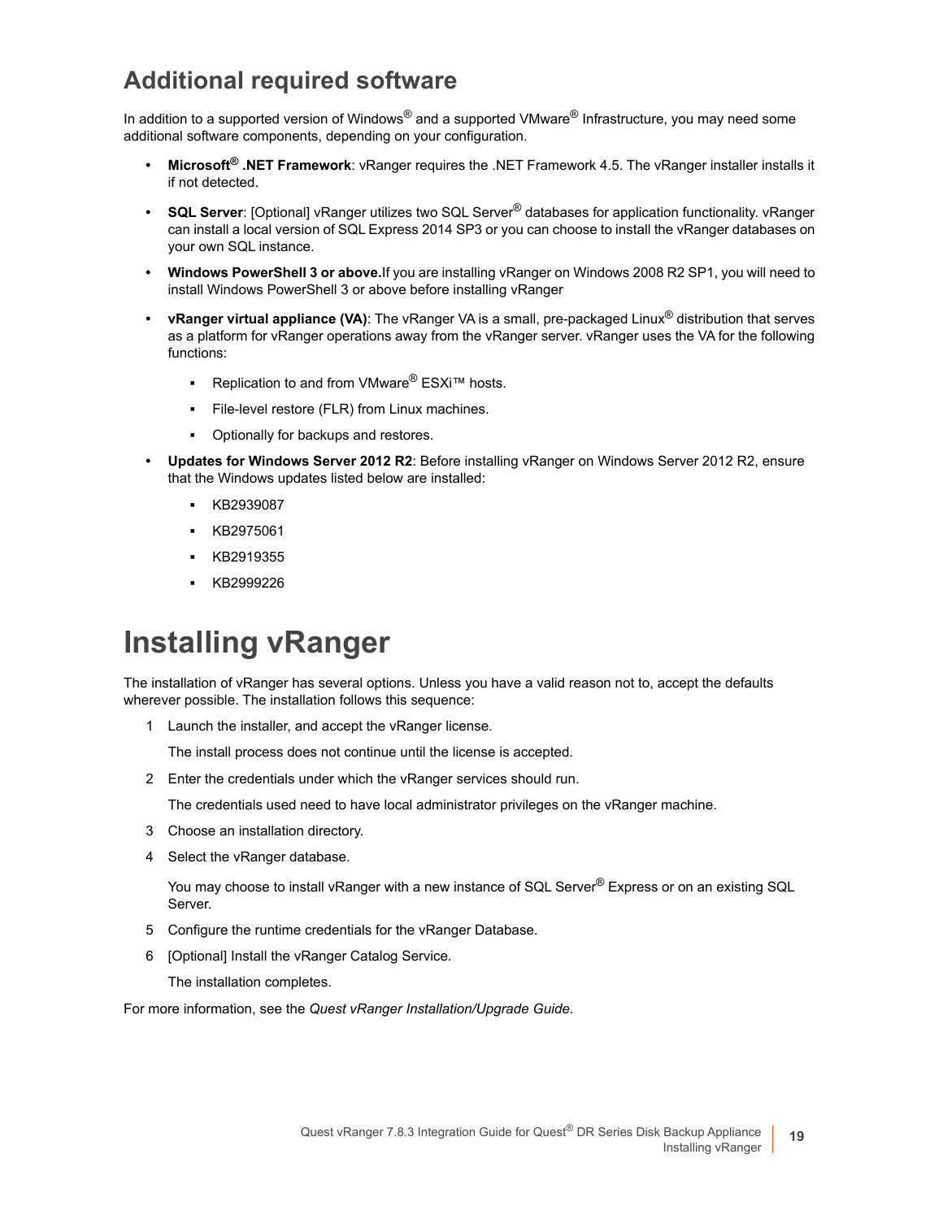## Additional required software

In addition to a supported version of Windows® and a supported VMware® Infrastructure, you may need some additional software components, depending on your configuration.

- **Microsoft® .NET Framework**: vRanger requires the .NET Framework 4.5. The vRanger installer installs it if not detected.
- **SQL Server**: [Optional] vRanger utilizes two SQL Server® databases for application functionality. vRanger can install a local version of SQL Express 2014 SP3 or you can choose to install the vRanger databases on your own SQL instance.
- **Windows PowerShell 3 or above.**If you are installing vRanger on Windows 2008 R2 SP1, you will need to install Windows PowerShell 3 or above before installing vRanger
- **vRanger virtual appliance (VA)**: The vRanger VA is a small, pre-packaged Linux® distribution that serves as a platform for vRanger operations away from the vRanger server. vRanger uses the VA for the following functions:
  - Replication to and from VMware® ESXi™ hosts.
  - File-level restore (FLR) from Linux machines.
  - Optionally for backups and restores.
- **Updates for Windows Server 2012 R2**: Before installing vRanger on Windows Server 2012 R2, ensure that the Windows updates listed below are installed:
  - KB2939087
  - KB2975061
  - KB2919355
  - KB2999226

# Installing vRanger

The installation of vRanger has several options. Unless you have a valid reason not to, accept the defaults wherever possible. The installation follows this sequence:

1. Launch the installer, and accept the vRanger license.

   The install process does not continue until the license is accepted.

2. Enter the credentials under which the vRanger services should run.

   The credentials used need to have local administrator privileges on the vRanger machine.

3. Choose an installation directory.
4. Select the vRanger database.

   You may choose to install vRanger with a new instance of SQL Server® Express or on an existing SQL Server.

5. Configure the runtime credentials for the vRanger Database.
6. [Optional] Install the vRanger Catalog Service.

   The installation completes.

For more information, see the *Quest vRanger Installation/Upgrade Guide*.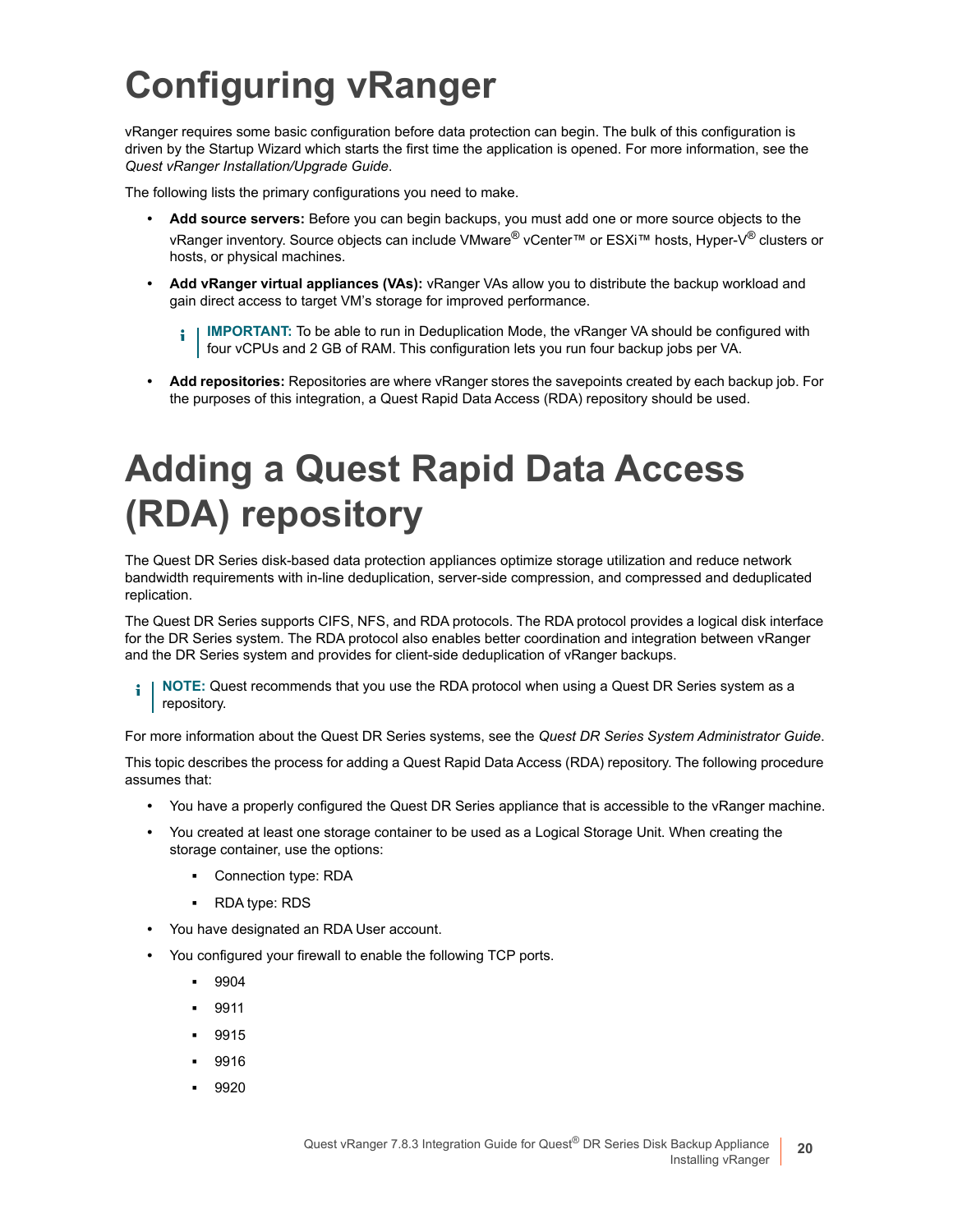# Configuring vRanger

vRanger requires some basic configuration before data protection can begin. The bulk of this configuration is driven by the Startup Wizard which starts the first time the application is opened. For more information, see the *Quest vRanger Installation/Upgrade Guide*.

The following lists the primary configurations you need to make.

- **Add source servers:** Before you can begin backups, you must add one or more source objects to the vRanger inventory. Source objects can include VMware® vCenter™ or ESXi™ hosts, Hyper-V® clusters or hosts, or physical machines.
- **Add vRanger virtual appliances (VAs):** vRanger VAs allow you to distribute the backup workload and gain direct access to target VM's storage for improved performance.

  > **IMPORTANT:** To be able to run in Deduplication Mode, the vRanger VA should be configured with four vCPUs and 2 GB of RAM. This configuration lets you run four backup jobs per VA.

- **Add repositories:** Repositories are where vRanger stores the savepoints created by each backup job. For the purposes of this integration, a Quest Rapid Data Access (RDA) repository should be used.

# Adding a Quest Rapid Data Access (RDA) repository

The Quest DR Series disk-based data protection appliances optimize storage utilization and reduce network bandwidth requirements with in-line deduplication, server-side compression, and compressed and deduplicated replication.

The Quest DR Series supports CIFS, NFS, and RDA protocols. The RDA protocol provides a logical disk interface for the DR Series system. The RDA protocol also enables better coordination and integration between vRanger and the DR Series system and provides for client-side deduplication of vRanger backups.

> **NOTE:** Quest recommends that you use the RDA protocol when using a Quest DR Series system as a repository.

For more information about the Quest DR Series systems, see the *Quest DR Series System Administrator Guide*.

This topic describes the process for adding a Quest Rapid Data Access (RDA) repository. The following procedure assumes that:

- You have a properly configured the Quest DR Series appliance that is accessible to the vRanger machine.
- You created at least one storage container to be used as a Logical Storage Unit. When creating the storage container, use the options:
  - Connection type: RDA
  - RDA type: RDS
- You have designated an RDA User account.
- You configured your firewall to enable the following TCP ports.
  - 9904
  - 9911
  - 9915
  - 9916
  - 9920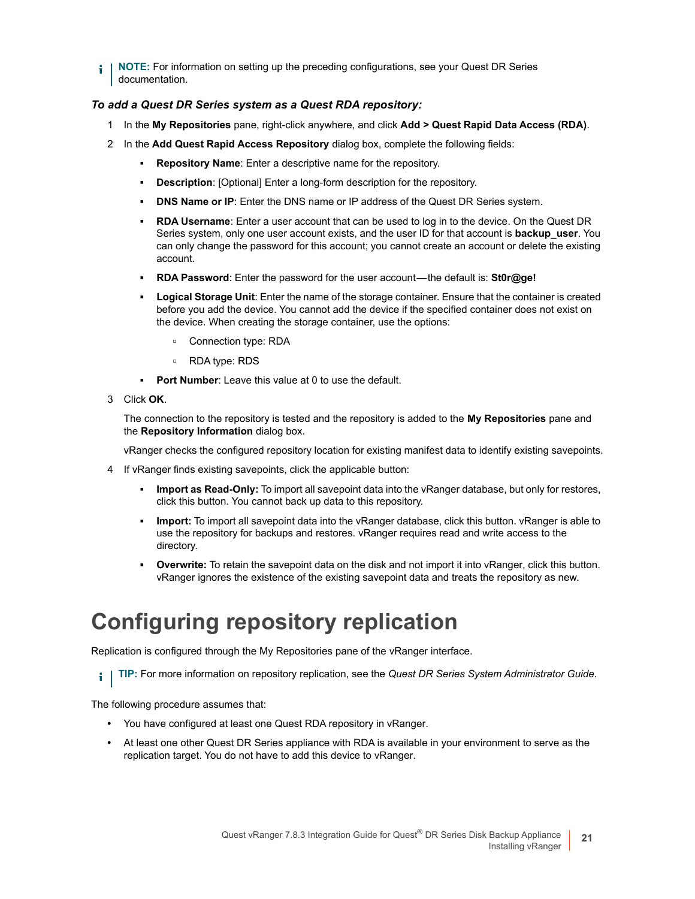> **NOTE:** For information on setting up the preceding configurations, see your Quest DR Series documentation.

***To add a Quest DR Series system as a Quest RDA repository:***

1. In the **My Repositories** pane, right-click anywhere, and click **Add > Quest Rapid Data Access (RDA)**.
2. In the **Add Quest Rapid Access Repository** dialog box, complete the following fields:
   - **Repository Name**: Enter a descriptive name for the repository.
   - **Description**: [Optional] Enter a long-form description for the repository.
   - **DNS Name or IP**: Enter the DNS name or IP address of the Quest DR Series system.
   - **RDA Username**: Enter a user account that can be used to log in to the device. On the Quest DR Series system, only one user account exists, and the user ID for that account is **backup_user**. You can only change the password for this account; you cannot create an account or delete the existing account.
   - **RDA Password**: Enter the password for the user account—the default is: **St0r@ge!**
   - **Logical Storage Unit**: Enter the name of the storage container. Ensure that the container is created before you add the device. You cannot add the device if the specified container does not exist on the device. When creating the storage container, use the options:
     - Connection type: RDA
     - RDA type: RDS
   - **Port Number**: Leave this value at 0 to use the default.
3. Click **OK**.

   The connection to the repository is tested and the repository is added to the **My Repositories** pane and the **Repository Information** dialog box.

   vRanger checks the configured repository location for existing manifest data to identify existing savepoints.
4. If vRanger finds existing savepoints, click the applicable button:
   - **Import as Read-Only:** To import all savepoint data into the vRanger database, but only for restores, click this button. You cannot back up data to this repository.
   - **Import:** To import all savepoint data into the vRanger database, click this button. vRanger is able to use the repository for backups and restores. vRanger requires read and write access to the directory.
   - **Overwrite:** To retain the savepoint data on the disk and not import it into vRanger, click this button. vRanger ignores the existence of the existing savepoint data and treats the repository as new.

# Configuring repository replication

Replication is configured through the My Repositories pane of the vRanger interface.

> **TIP:** For more information on repository replication, see the *Quest DR Series System Administrator Guide.*

The following procedure assumes that:

- You have configured at least one Quest RDA repository in vRanger.
- At least one other Quest DR Series appliance with RDA is available in your environment to serve as the replication target. You do not have to add this device to vRanger.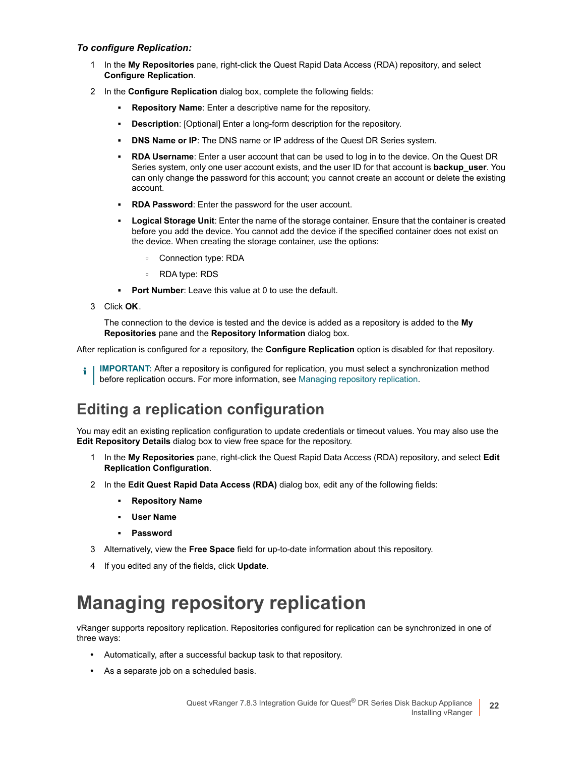***To configure Replication:***

1. In the **My Repositories** pane, right-click the Quest Rapid Data Access (RDA) repository, and select **Configure Replication**.
2. In the **Configure Replication** dialog box, complete the following fields:
   - **Repository Name**: Enter a descriptive name for the repository.
   - **Description**: [Optional] Enter a long-form description for the repository.
   - **DNS Name or IP**: The DNS name or IP address of the Quest DR Series system.
   - **RDA Username**: Enter a user account that can be used to log in to the device. On the Quest DR Series system, only one user account exists, and the user ID for that account is **backup_user**. You can only change the password for this account; you cannot create an account or delete the existing account.
   - **RDA Password**: Enter the password for the user account.
   - **Logical Storage Unit**: Enter the name of the storage container. Ensure that the container is created before you add the device. You cannot add the device if the specified container does not exist on the device. When creating the storage container, use the options:
     - Connection type: RDA
     - RDA type: RDS
   - **Port Number**: Leave this value at 0 to use the default.
3. Click **OK**.

   The connection to the device is tested and the device is added as a repository is added to the **My Repositories** pane and the **Repository Information** dialog box.

After replication is configured for a repository, the **Configure Replication** option is disabled for that repository.

> **IMPORTANT:** After a repository is configured for replication, you must select a synchronization method before replication occurs. For more information, see Managing repository replication.

## Editing a replication configuration

You may edit an existing replication configuration to update credentials or timeout values. You may also use the **Edit Repository Details** dialog box to view free space for the repository.

1. In the **My Repositories** pane, right-click the Quest Rapid Data Access (RDA) repository, and select **Edit Replication Configuration**.
2. In the **Edit Quest Rapid Data Access (RDA)** dialog box, edit any of the following fields:
   - **Repository Name**
   - **User Name**
   - **Password**
3. Alternatively, view the **Free Space** field for up-to-date information about this repository.
4. If you edited any of the fields, click **Update**.

# Managing repository replication

vRanger supports repository replication. Repositories configured for replication can be synchronized in one of three ways:

- Automatically, after a successful backup task to that repository.
- As a separate job on a scheduled basis.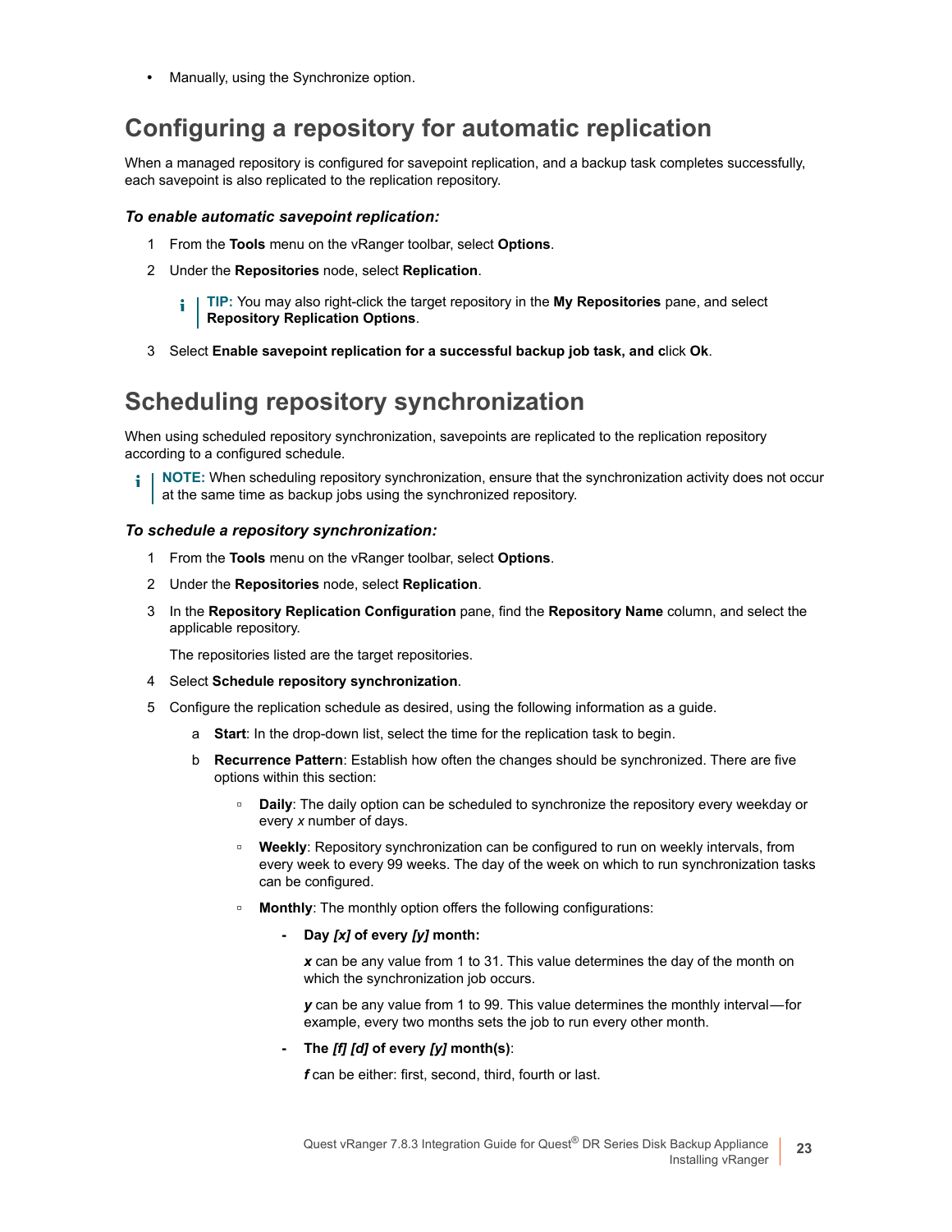- Manually, using the Synchronize option.

## Configuring a repository for automatic replication

When a managed repository is configured for savepoint replication, and a backup task completes successfully, each savepoint is also replicated to the replication repository.

### *To enable automatic savepoint replication:*

1. From the **Tools** menu on the vRanger toolbar, select **Options**.
2. Under the **Repositories** node, select **Replication**.

   > **TIP:** You may also right-click the target repository in the **My Repositories** pane, and select **Repository Replication Options**.

3. Select **Enable savepoint replication for a successful backup job task, and c**lick **Ok**.

## Scheduling repository synchronization

When using scheduled repository synchronization, savepoints are replicated to the replication repository according to a configured schedule.

> **NOTE:** When scheduling repository synchronization, ensure that the synchronization activity does not occur at the same time as backup jobs using the synchronized repository.

### *To schedule a repository synchronization:*

1. From the **Tools** menu on the vRanger toolbar, select **Options**.
2. Under the **Repositories** node, select **Replication**.
3. In the **Repository Replication Configuration** pane, find the **Repository Name** column, and select the applicable repository.

   The repositories listed are the target repositories.

4. Select **Schedule repository synchronization**.
5. Configure the replication schedule as desired, using the following information as a guide.
   a. **Start**: In the drop-down list, select the time for the replication task to begin.
   b. **Recurrence Pattern**: Establish how often the changes should be synchronized. There are five options within this section:
      - **Daily**: The daily option can be scheduled to synchronize the repository every weekday or every *x* number of days.
      - **Weekly**: Repository synchronization can be configured to run on weekly intervals, from every week to every 99 weeks. The day of the week on which to run synchronization tasks can be configured.
      - **Monthly**: The monthly option offers the following configurations:
        - **Day *[x]* of every *[y]* month:**

          ***x*** can be any value from 1 to 31. This value determines the day of the month on which the synchronization job occurs.

          ***y*** can be any value from 1 to 99. This value determines the monthly interval—for example, every two months sets the job to run every other month.

        - **The *[f] [d]* of every *[y]* month(s)**:

          ***f*** can be either: first, second, third, fourth or last.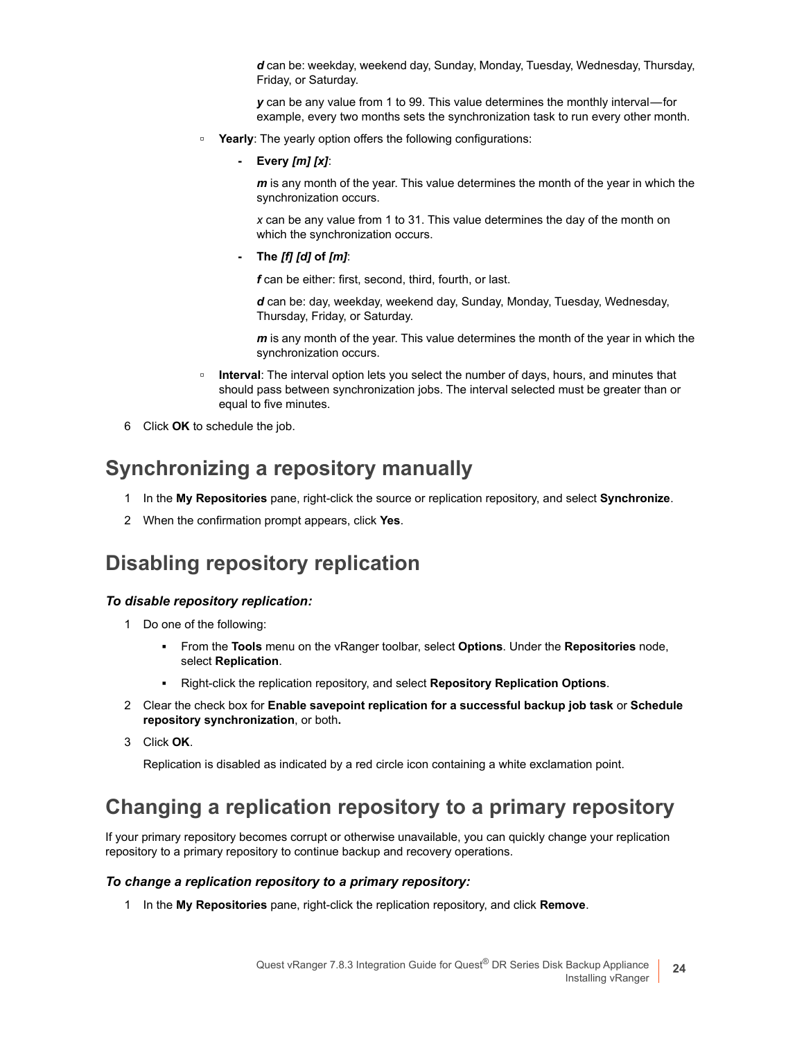*d* can be: weekday, weekend day, Sunday, Monday, Tuesday, Wednesday, Thursday, Friday, or Saturday.

*y* can be any value from 1 to 99. This value determines the monthly interval—for example, every two months sets the synchronization task to run every other month.

- **Yearly**: The yearly option offers the following configurations:
  - **Every *[m] [x]***:

    *m* is any month of the year. This value determines the month of the year in which the synchronization occurs.

    *x* can be any value from 1 to 31. This value determines the day of the month on which the synchronization occurs.

  - **The *[f] [d]* of *[m]***:

    *f* can be either: first, second, third, fourth, or last.

    *d* can be: day, weekday, weekend day, Sunday, Monday, Tuesday, Wednesday, Thursday, Friday, or Saturday.

    *m* is any month of the year. This value determines the month of the year in which the synchronization occurs.

- **Interval**: The interval option lets you select the number of days, hours, and minutes that should pass between synchronization jobs. The interval selected must be greater than or equal to five minutes.

6 Click **OK** to schedule the job.

## Synchronizing a repository manually

1 In the **My Repositories** pane, right-click the source or replication repository, and select **Synchronize**.

2 When the confirmation prompt appears, click **Yes**.

## Disabling repository replication

### *To disable repository replication:*

1 Do one of the following:

- From the **Tools** menu on the vRanger toolbar, select **Options**. Under the **Repositories** node, select **Replication**.
- Right-click the replication repository, and select **Repository Replication Options**.

2 Clear the check box for **Enable savepoint replication for a successful backup job task** or **Schedule repository synchronization**, or both**.**

3 Click **OK**.

Replication is disabled as indicated by a red circle icon containing a white exclamation point.

## Changing a replication repository to a primary repository

If your primary repository becomes corrupt or otherwise unavailable, you can quickly change your replication repository to a primary repository to continue backup and recovery operations.

### *To change a replication repository to a primary repository:*

1 In the **My Repositories** pane, right-click the replication repository, and click **Remove**.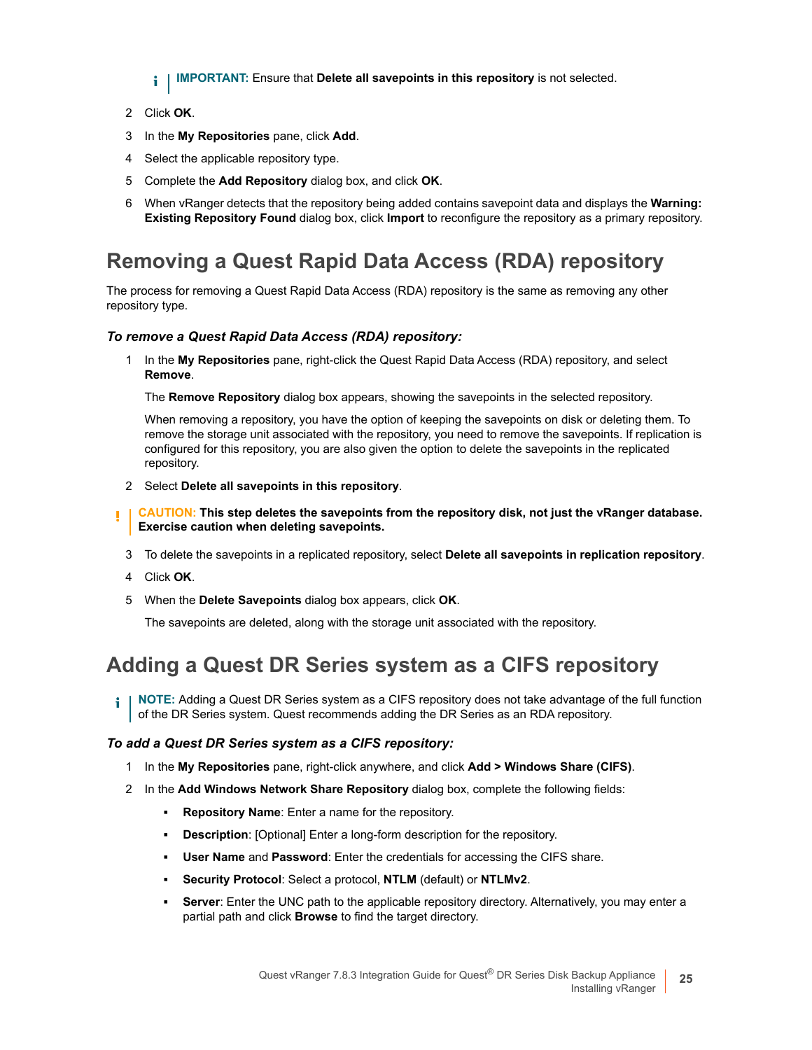> **IMPORTANT:** Ensure that **Delete all savepoints in this repository** is not selected.

2 Click **OK**.

3 In the **My Repositories** pane, click **Add**.

4 Select the applicable repository type.

5 Complete the **Add Repository** dialog box, and click **OK**.

6 When vRanger detects that the repository being added contains savepoint data and displays the **Warning: Existing Repository Found** dialog box, click **Import** to reconfigure the repository as a primary repository.

## Removing a Quest Rapid Data Access (RDA) repository

The process for removing a Quest Rapid Data Access (RDA) repository is the same as removing any other repository type.

### *To remove a Quest Rapid Data Access (RDA) repository:*

1 In the **My Repositories** pane, right-click the Quest Rapid Data Access (RDA) repository, and select **Remove**.

   The **Remove Repository** dialog box appears, showing the savepoints in the selected repository.

   When removing a repository, you have the option of keeping the savepoints on disk or deleting them. To remove the storage unit associated with the repository, you need to remove the savepoints. If replication is configured for this repository, you are also given the option to delete the savepoints in the replicated repository.

2 Select **Delete all savepoints in this repository**.

> **CAUTION: This step deletes the savepoints from the repository disk, not just the vRanger database. Exercise caution when deleting savepoints.**

3 To delete the savepoints in a replicated repository, select **Delete all savepoints in replication repository**.

4 Click **OK**.

5 When the **Delete Savepoints** dialog box appears, click **OK**.

   The savepoints are deleted, along with the storage unit associated with the repository.

## Adding a Quest DR Series system as a CIFS repository

> **NOTE:** Adding a Quest DR Series system as a CIFS repository does not take advantage of the full function of the DR Series system. Quest recommends adding the DR Series as an RDA repository.

### *To add a Quest DR Series system as a CIFS repository:*

1 In the **My Repositories** pane, right-click anywhere, and click **Add > Windows Share (CIFS)**.

2 In the **Add Windows Network Share Repository** dialog box, complete the following fields:

   - **Repository Name**: Enter a name for the repository.
   - **Description**: [Optional] Enter a long-form description for the repository.
   - **User Name** and **Password**: Enter the credentials for accessing the CIFS share.
   - **Security Protocol**: Select a protocol, **NTLM** (default) or **NTLMv2**.
   - **Server**: Enter the UNC path to the applicable repository directory. Alternatively, you may enter a partial path and click **Browse** to find the target directory.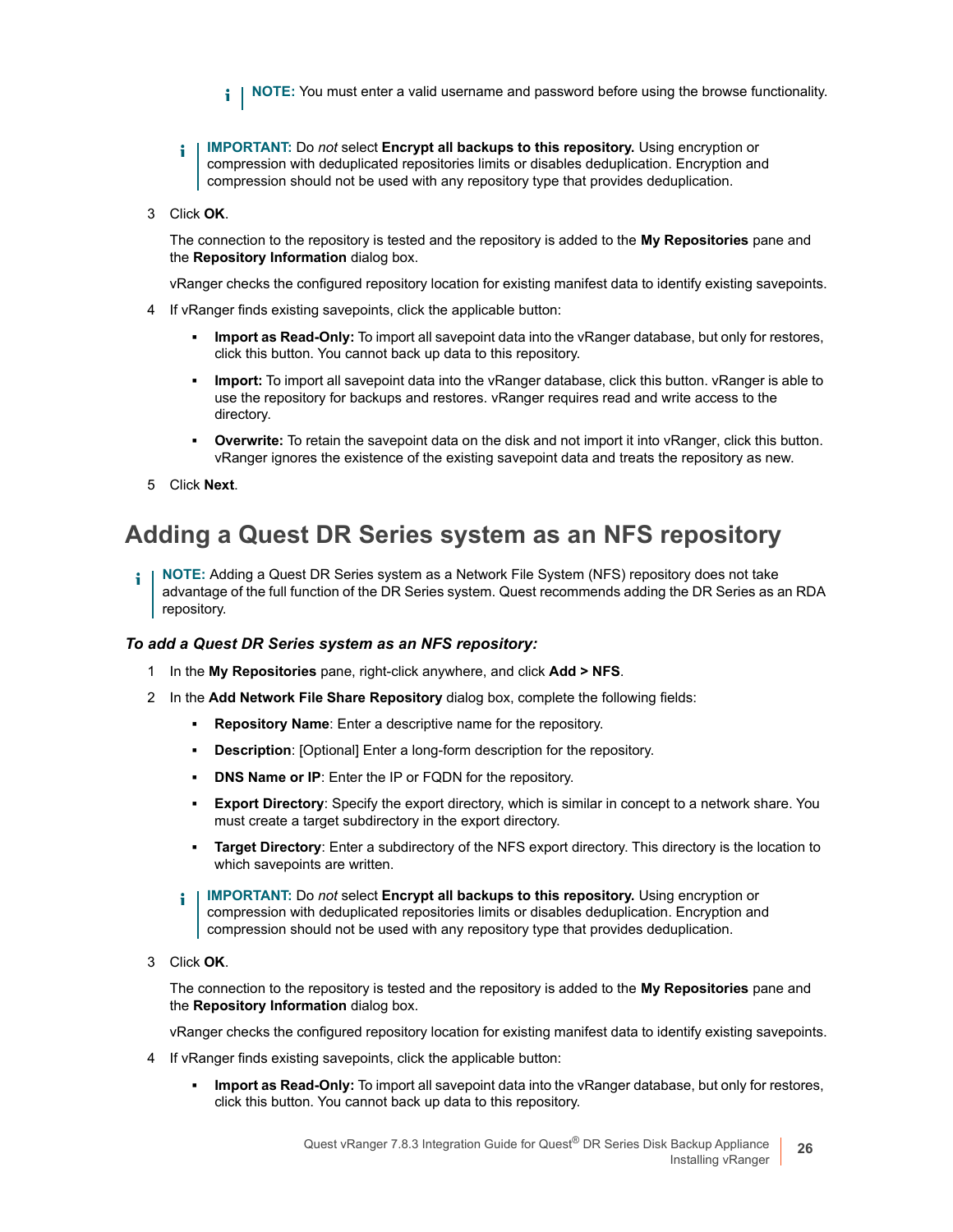> **NOTE:** You must enter a valid username and password before using the browse functionality.

> **IMPORTANT:** Do *not* select **Encrypt all backups to this repository.** Using encryption or compression with deduplicated repositories limits or disables deduplication. Encryption and compression should not be used with any repository type that provides deduplication.

3 Click **OK**.

   The connection to the repository is tested and the repository is added to the **My Repositories** pane and the **Repository Information** dialog box.

   vRanger checks the configured repository location for existing manifest data to identify existing savepoints.

4 If vRanger finds existing savepoints, click the applicable button:

   - **Import as Read-Only:** To import all savepoint data into the vRanger database, but only for restores, click this button. You cannot back up data to this repository.
   - **Import:** To import all savepoint data into the vRanger database, click this button. vRanger is able to use the repository for backups and restores. vRanger requires read and write access to the directory.
   - **Overwrite:** To retain the savepoint data on the disk and not import it into vRanger, click this button. vRanger ignores the existence of the existing savepoint data and treats the repository as new.

5 Click **Next**.

## Adding a Quest DR Series system as an NFS repository

> **NOTE:** Adding a Quest DR Series system as a Network File System (NFS) repository does not take advantage of the full function of the DR Series system. Quest recommends adding the DR Series as an RDA repository.

***To add a Quest DR Series system as an NFS repository:***

1 In the **My Repositories** pane, right-click anywhere, and click **Add > NFS**.

2 In the **Add Network File Share Repository** dialog box, complete the following fields:

   - **Repository Name**: Enter a descriptive name for the repository.
   - **Description**: [Optional] Enter a long-form description for the repository.
   - **DNS Name or IP**: Enter the IP or FQDN for the repository.
   - **Export Directory**: Specify the export directory, which is similar in concept to a network share. You must create a target subdirectory in the export directory.
   - **Target Directory**: Enter a subdirectory of the NFS export directory. This directory is the location to which savepoints are written.

> **IMPORTANT:** Do *not* select **Encrypt all backups to this repository.** Using encryption or compression with deduplicated repositories limits or disables deduplication. Encryption and compression should not be used with any repository type that provides deduplication.

3 Click **OK**.

   The connection to the repository is tested and the repository is added to the **My Repositories** pane and the **Repository Information** dialog box.

   vRanger checks the configured repository location for existing manifest data to identify existing savepoints.

4 If vRanger finds existing savepoints, click the applicable button:

   - **Import as Read-Only:** To import all savepoint data into the vRanger database, but only for restores, click this button. You cannot back up data to this repository.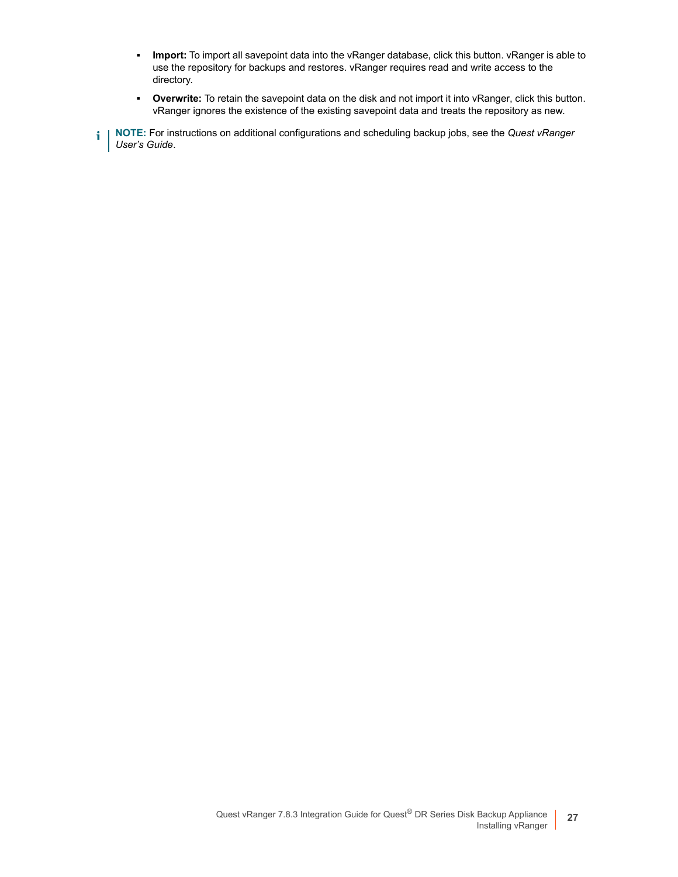- **Import:** To import all savepoint data into the vRanger database, click this button. vRanger is able to use the repository for backups and restores. vRanger requires read and write access to the directory.
- **Overwrite:** To retain the savepoint data on the disk and not import it into vRanger, click this button. vRanger ignores the existence of the existing savepoint data and treats the repository as new.

**NOTE:** For instructions on additional configurations and scheduling backup jobs, see the *Quest vRanger User's Guide*.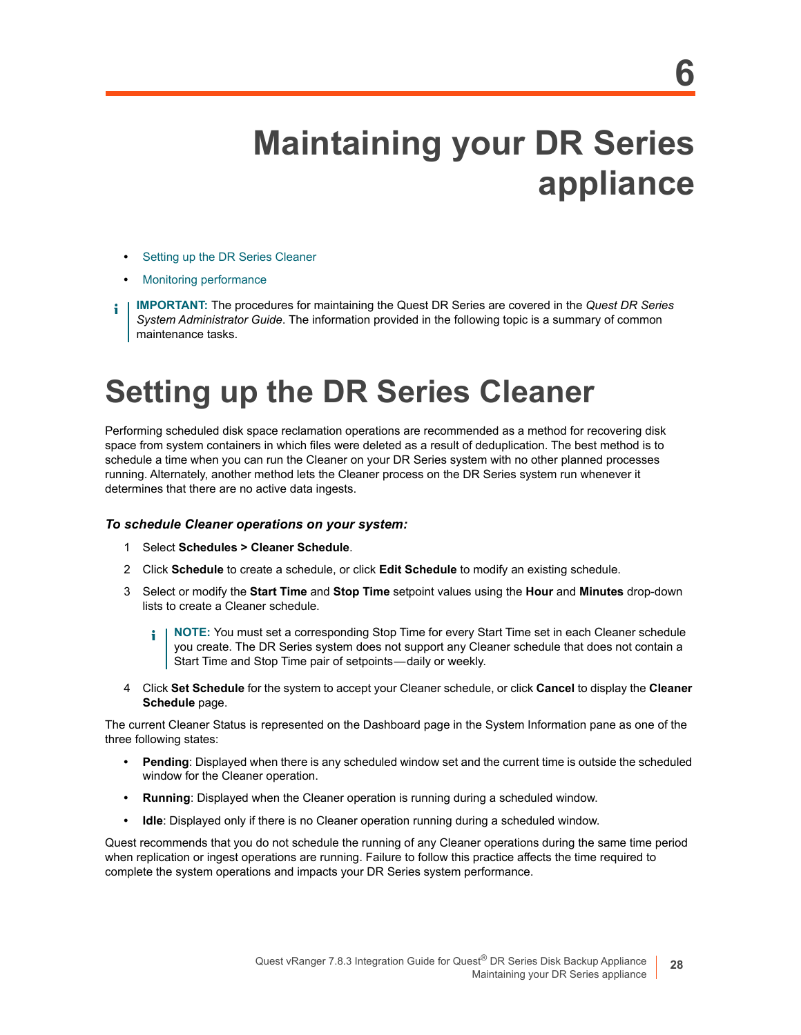# 6 Maintaining your DR Series appliance

- Setting up the DR Series Cleaner
- Monitoring performance

> **IMPORTANT:** The procedures for maintaining the Quest DR Series are covered in the *Quest DR Series System Administrator Guide*. The information provided in the following topic is a summary of common maintenance tasks.

## Setting up the DR Series Cleaner

Performing scheduled disk space reclamation operations are recommended as a method for recovering disk space from system containers in which files were deleted as a result of deduplication. The best method is to schedule a time when you can run the Cleaner on your DR Series system with no other planned processes running. Alternately, another method lets the Cleaner process on the DR Series system run whenever it determines that there are no active data ingests.

### *To schedule Cleaner operations on your system:*

1. Select **Schedules > Cleaner Schedule**.
2. Click **Schedule** to create a schedule, or click **Edit Schedule** to modify an existing schedule.
3. Select or modify the **Start Time** and **Stop Time** setpoint values using the **Hour** and **Minutes** drop-down lists to create a Cleaner schedule.

   > **NOTE:** You must set a corresponding Stop Time for every Start Time set in each Cleaner schedule you create. The DR Series system does not support any Cleaner schedule that does not contain a Start Time and Stop Time pair of setpoints—daily or weekly.

4. Click **Set Schedule** for the system to accept your Cleaner schedule, or click **Cancel** to display the **Cleaner Schedule** page.

The current Cleaner Status is represented on the Dashboard page in the System Information pane as one of the three following states:

- **Pending**: Displayed when there is any scheduled window set and the current time is outside the scheduled window for the Cleaner operation.
- **Running**: Displayed when the Cleaner operation is running during a scheduled window.
- **Idle**: Displayed only if there is no Cleaner operation running during a scheduled window.

Quest recommends that you do not schedule the running of any Cleaner operations during the same time period when replication or ingest operations are running. Failure to follow this practice affects the time required to complete the system operations and impacts your DR Series system performance.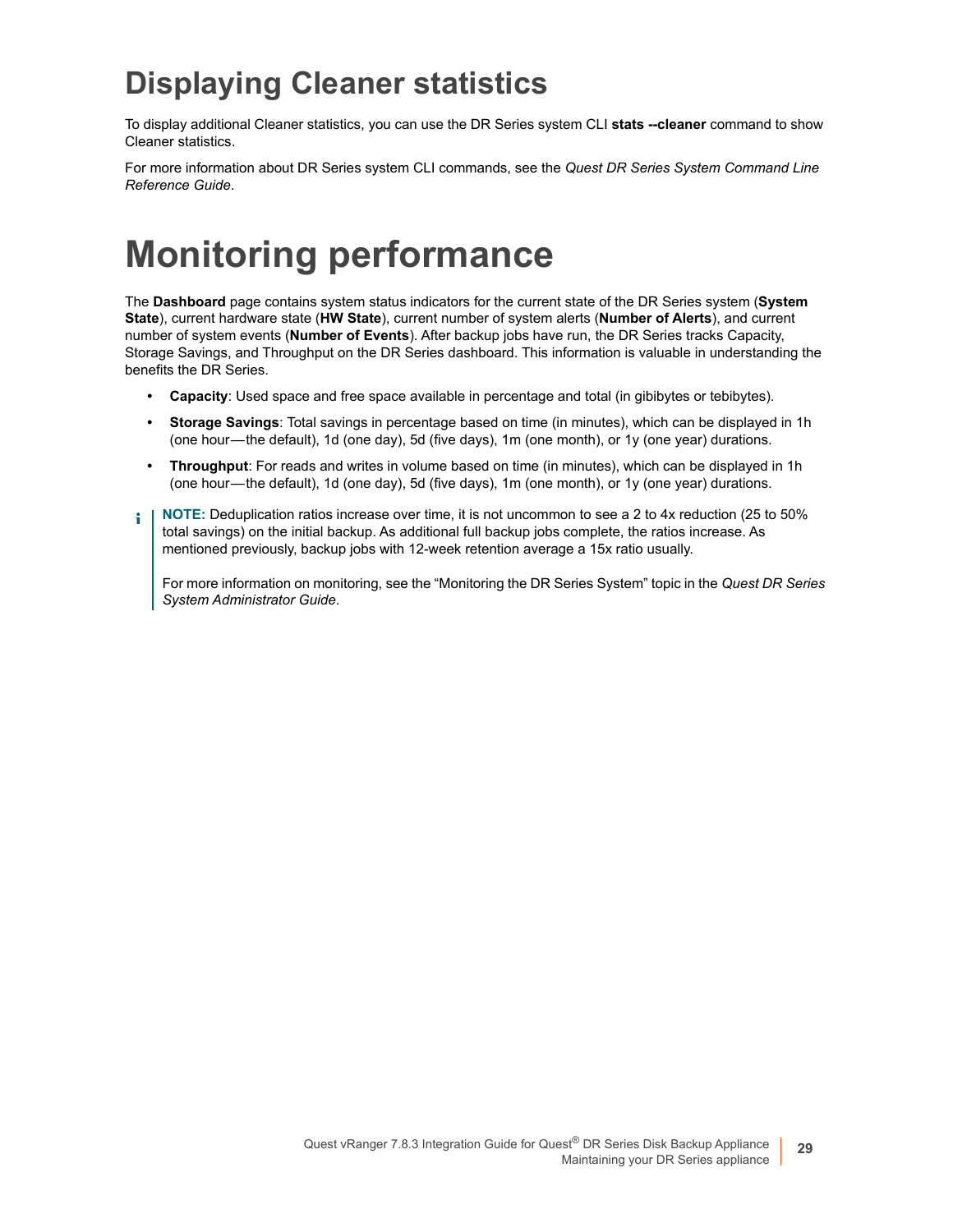## Displaying Cleaner statistics

To display additional Cleaner statistics, you can use the DR Series system CLI **stats --cleaner** command to show Cleaner statistics.

For more information about DR Series system CLI commands, see the *Quest DR Series System Command Line Reference Guide*.

# Monitoring performance

The **Dashboard** page contains system status indicators for the current state of the DR Series system (**System State**), current hardware state (**HW State**), current number of system alerts (**Number of Alerts**), and current number of system events (**Number of Events**). After backup jobs have run, the DR Series tracks Capacity, Storage Savings, and Throughput on the DR Series dashboard. This information is valuable in understanding the benefits the DR Series.

- **Capacity**: Used space and free space available in percentage and total (in gibibytes or tebibytes).
- **Storage Savings**: Total savings in percentage based on time (in minutes), which can be displayed in 1h (one hour—the default), 1d (one day), 5d (five days), 1m (one month), or 1y (one year) durations.
- **Throughput**: For reads and writes in volume based on time (in minutes), which can be displayed in 1h (one hour—the default), 1d (one day), 5d (five days), 1m (one month), or 1y (one year) durations.

**NOTE:** Deduplication ratios increase over time, it is not uncommon to see a 2 to 4x reduction (25 to 50% total savings) on the initial backup. As additional full backup jobs complete, the ratios increase. As mentioned previously, backup jobs with 12-week retention average a 15x ratio usually.

For more information on monitoring, see the “Monitoring the DR Series System” topic in the *Quest DR Series System Administrator Guide*.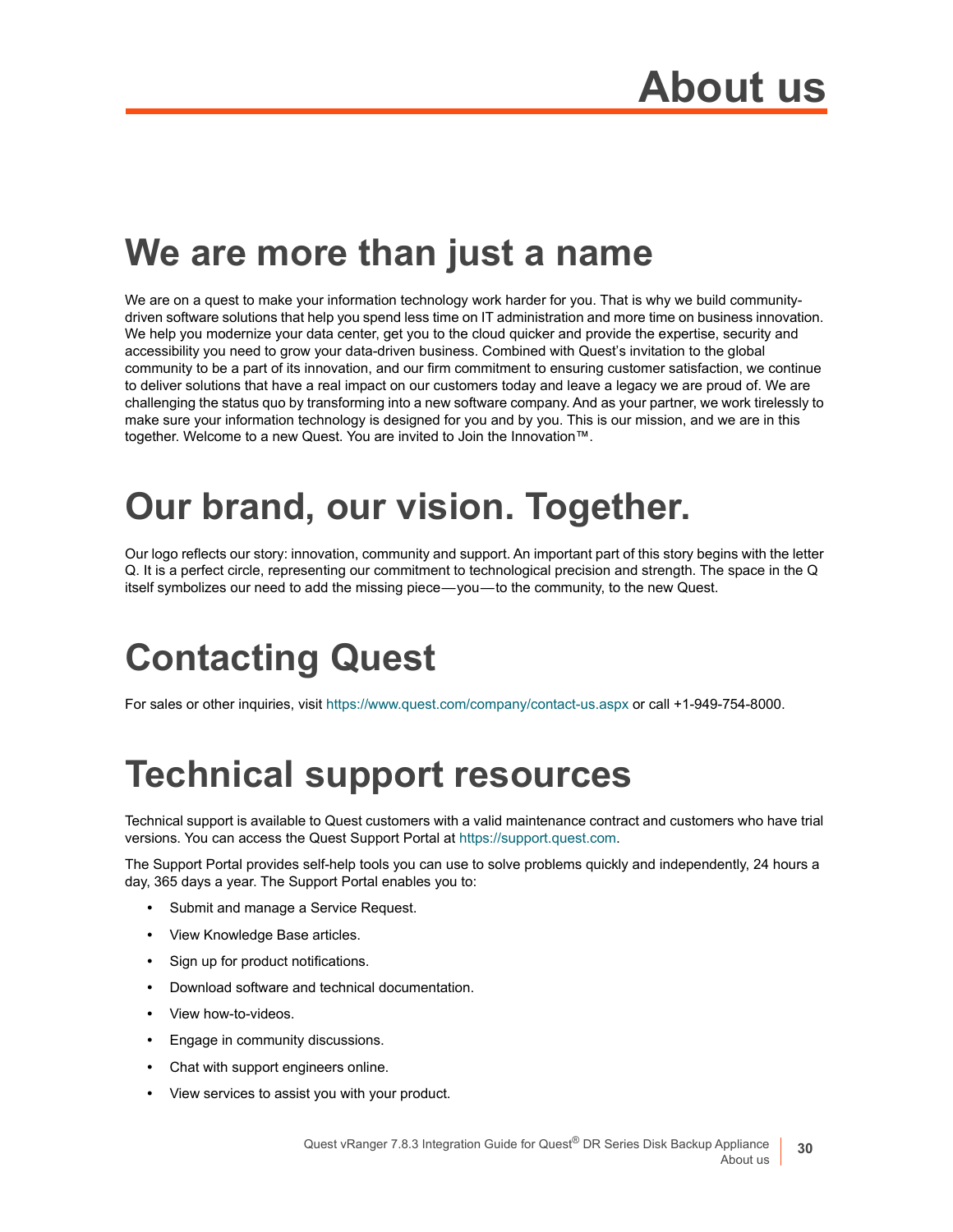# About us

## We are more than just a name

We are on a quest to make your information technology work harder for you. That is why we build community-driven software solutions that help you spend less time on IT administration and more time on business innovation. We help you modernize your data center, get you to the cloud quicker and provide the expertise, security and accessibility you need to grow your data-driven business. Combined with Quest's invitation to the global community to be a part of its innovation, and our firm commitment to ensuring customer satisfaction, we continue to deliver solutions that have a real impact on our customers today and leave a legacy we are proud of. We are challenging the status quo by transforming into a new software company. And as your partner, we work tirelessly to make sure your information technology is designed for you and by you. This is our mission, and we are in this together. Welcome to a new Quest. You are invited to Join the Innovation™.

## Our brand, our vision. Together.

Our logo reflects our story: innovation, community and support. An important part of this story begins with the letter Q. It is a perfect circle, representing our commitment to technological precision and strength. The space in the Q itself symbolizes our need to add the missing piece—you—to the community, to the new Quest.

## Contacting Quest

For sales or other inquiries, visit https://www.quest.com/company/contact-us.aspx or call +1-949-754-8000.

## Technical support resources

Technical support is available to Quest customers with a valid maintenance contract and customers who have trial versions. You can access the Quest Support Portal at https://support.quest.com.

The Support Portal provides self-help tools you can use to solve problems quickly and independently, 24 hours a day, 365 days a year. The Support Portal enables you to:

- Submit and manage a Service Request.
- View Knowledge Base articles.
- Sign up for product notifications.
- Download software and technical documentation.
- View how-to-videos.
- Engage in community discussions.
- Chat with support engineers online.
- View services to assist you with your product.